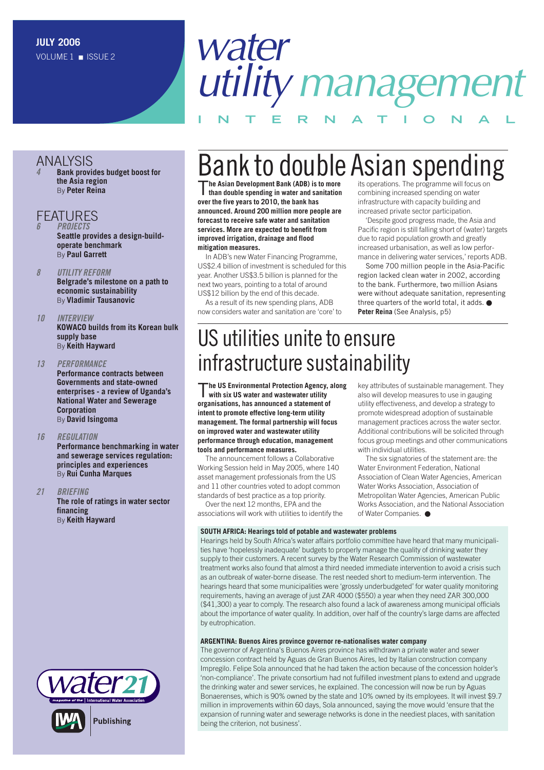JULY 2006
VOLUME 1 ■ ISSUE 2

# water utility management INTERNATIONAL

## ANALYSIS

*4* **Bank provides budget boost for the Asia region**
By **Peter Reina**

## FEATURES

*6* ***PROJECTS***
**Seattle provides a design-build-operate benchmark**
By **Paul Garrett**

*8* ***UTILITY REFORM***
**Belgrade's milestone on a path to economic sustainability**
By **Vladimir Tausanovic**

*10* ***INTERVIEW***
**KOWACO builds from its Korean bulk supply base**
By **Keith Hayward**

*13* ***PERFORMANCE***
**Performance contracts between Governments and state-owned enterprises - a review of Uganda's National Water and Sewerage Corporation**
By **David Isingoma**

*16* ***REGULATION***
**Performance benchmarking in water and sewerage services regulation: principles and experiences**
By **Rui Cunha Marques**

*21* ***BRIEFING***
**The role of ratings in water sector financing**
By **Keith Hayward**

water21 magazine of the International Water Association

IWA Publishing

# Bank to double Asian spending

**The Asian Development Bank (ADB) is to more than double spending in water and sanitation over the five years to 2010, the bank has announced. Around 200 million more people are forecast to receive safe water and sanitation services. More are expected to benefit from improved irrigation, drainage and flood mitigation measures.**

In ADB's new Water Financing Programme, US$2.4 billion of investment is scheduled for this year. Another US$3.5 billion is planned for the next two years, pointing to a total of around US$12 billion by the end of this decade.

As a result of its new spending plans, ADB now considers water and sanitation are 'core' to its operations. The programme will focus on combining increased spending on water infrastructure with capacity building and increased private sector participation.

'Despite good progress made, the Asia and Pacific region is still falling short of (water) targets due to rapid population growth and greatly increased urbanisation, as well as low performance in delivering water services,' reports ADB.

Some 700 million people in the Asia-Pacific region lacked clean water in 2002, according to the bank. Furthermore, two million Asians were without adequate sanitation, representing three quarters of the world total, it adds. ●
**Peter Reina** (See Analysis, p5)

# US utilities unite to ensure infrastructure sustainability

**The US Environmental Protection Agency, along with six US water and wastewater utility organisations, has announced a statement of intent to promote effective long-term utility management. The formal partnership will focus on improved water and wastewater utility performance through education, management tools and performance measures.**

The announcement follows a Collaborative Working Session held in May 2005, where 140 asset management professionals from the US and 11 other countries voted to adopt common standards of best practice as a top priority.

Over the next 12 months, EPA and the associations will work with utilities to identify the key attributes of sustainable management. They also will develop measures to use in gauging utility effectiveness, and develop a strategy to promote widespread adoption of sustainable management practices across the water sector. Additional contributions will be solicited through focus group meetings and other communications with individual utilities.

The six signatories of the statement are: the Water Environment Federation, National Association of Clean Water Agencies, American Water Works Association, Association of Metropolitan Water Agencies, American Public Works Association, and the National Association of Water Companies. ●

**SOUTH AFRICA: Hearings told of potable and wastewater problems**

Hearings held by South Africa's water affairs portfolio committee have heard that many municipalities have 'hopelessly inadequate' budgets to properly manage the quality of drinking water they supply to their customers. A recent survey by the Water Research Commission of wastewater treatment works also found that almost a third needed immediate intervention to avoid a crisis such as an outbreak of water-borne disease. The rest needed short to medium-term intervention. The hearings heard that some municipalities were 'grossly underbudgeted' for water quality monitoring requirements, having an average of just ZAR 4000 ($550) a year when they need ZAR 300,000 ($41,300) a year to comply. The research also found a lack of awareness among municipal officials about the importance of water quality. In addition, over half of the country's large dams are affected by eutrophication.

**ARGENTINA: Buenos Aires province governor re-nationalises water company**

The governor of Argentina's Buenos Aires province has withdrawn a private water and sewer concession contract held by Aguas de Gran Buenos Aires, led by Italian construction company Impregilo. Felipe Sola announced that he had taken the action because of the concession holder's 'non-compliance'. The private consortium had not fulfilled investment plans to extend and upgrade the drinking water and sewer services, he explained. The concession will now be run by Aguas Bonaerenses, which is 90% owned by the state and 10% owned by its employees. It will invest $9.7 million in improvements within 60 days, Sola announced, saying the move would 'ensure that the expansion of running water and sewerage networks is done in the neediest places, with sanitation being the criterion, not business'.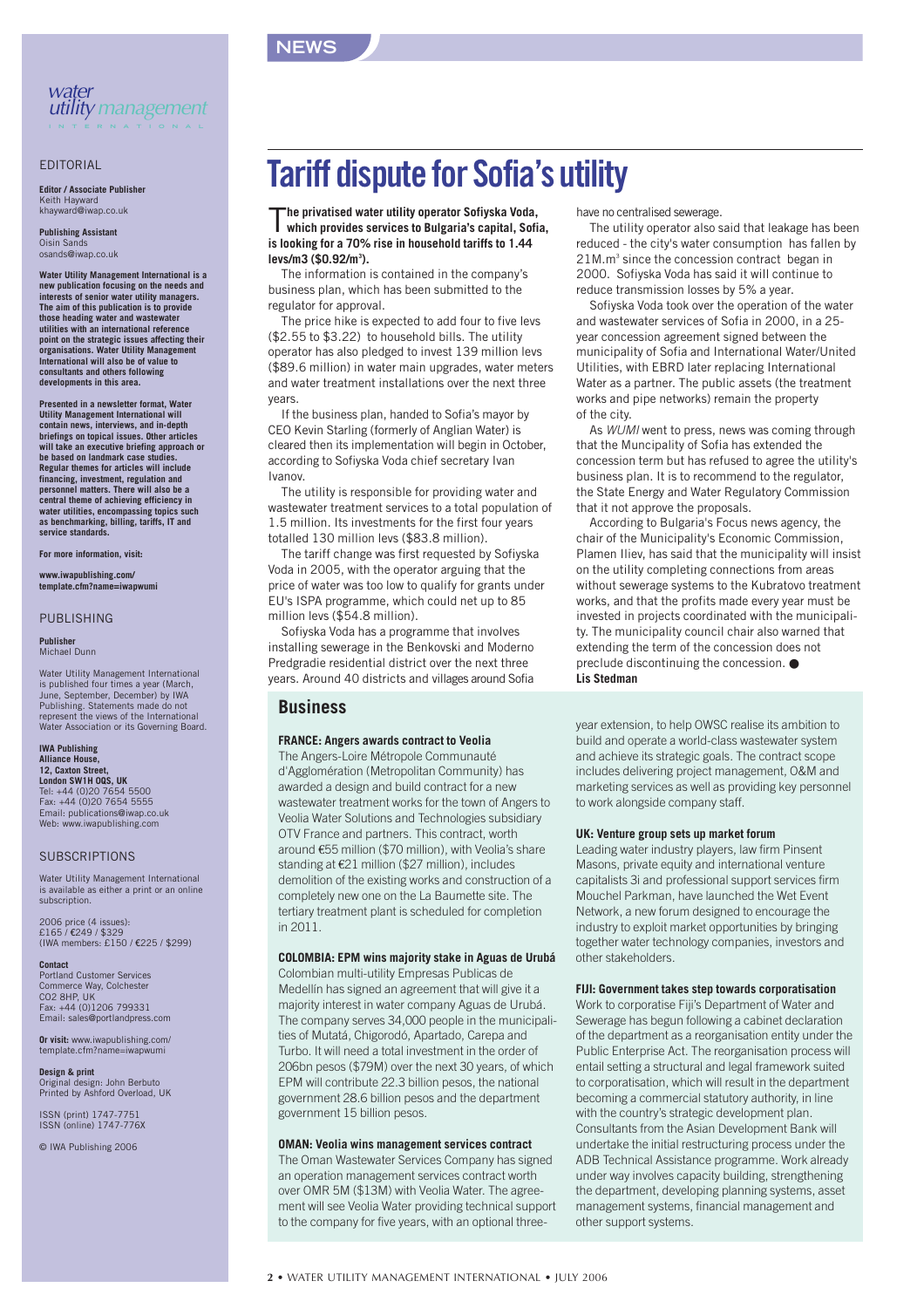# Tariff dispute for Sofia's utility

**The privatised water utility operator Sofiyska Voda, which provides services to Bulgaria's capital, Sofia, is looking for a 70% rise in household tariffs to 1.44 levs/m3 ($0.92/m$^3$).**

The information is contained in the company's business plan, which has been submitted to the regulator for approval.

The price hike is expected to add four to five levs ($2.55 to $3.22) to household bills. The utility operator has also pledged to invest 139 million levs ($89.6 million) in water main upgrades, water meters and water treatment installations over the next three years.

If the business plan, handed to Sofia's mayor by CEO Kevin Starling (formerly of Anglian Water) is cleared then its implementation will begin in October, according to Sofiyska Voda chief secretary Ivan Ivanov.

The utility is responsible for providing water and wastewater treatment services to a total population of 1.5 million. Its investments for the first four years totalled 130 million levs ($83.8 million).

The tariff change was first requested by Sofiyska Voda in 2005, with the operator arguing that the price of water was too low to qualify for grants under EU's ISPA programme, which could net up to 85 million levs ($54.8 million).

Sofiyska Voda has a programme that involves installing sewerage in the Benkovski and Moderno Predgradie residential district over the next three years. Around 40 districts and villages around Sofia have no centralised sewerage.

The utility operator also said that leakage has been reduced - the city's water consumption has fallen by 21M.m$^3$ since the concession contract began in 2000. Sofiyska Voda has said it will continue to reduce transmission losses by 5% a year.

Sofiyska Voda took over the operation of the water and wastewater services of Sofia in 2000, in a 25-year concession agreement signed between the municipality of Sofia and International Water/United Utilities, with EBRD later replacing International Water as a partner. The public assets (the treatment works and pipe networks) remain the property of the city.

As *WUMI* went to press, news was coming through that the Muncipality of Sofia has extended the concession term but has refused to agree the utility's business plan. It is to recommend to the regulator, the State Energy and Water Regulatory Commission that it not approve the proposals.

According to Bulgaria's Focus news agency, the chair of the Municipality's Economic Commission, Plamen Iliev, has said that the municipality will insist on the utility completing connections from areas without sewerage systems to the Kubratovo treatment works, and that the profits made every year must be invested in projects coordinated with the municipality. The municipality council chair also warned that extending the term of the concession does not preclude discontinuing the concession. ●

**Lis Stedman**

## Business

### FRANCE: Angers awards contract to Veolia

The Angers-Loire Métropole Communauté d'Agglomération (Metropolitan Community) has awarded a design and build contract for a new wastewater treatment works for the town of Angers to Veolia Water Solutions and Technologies subsidiary OTV France and partners. This contract, worth around €55 million ($70 million), with Veolia's share standing at €21 million ($27 million), includes demolition of the existing works and construction of a completely new one on the La Baumette site. The tertiary treatment plant is scheduled for completion in 2011.

### COLOMBIA: EPM wins majority stake in Aguas de Urubá

Colombian multi-utility Empresas Publicas de Medellín has signed an agreement that will give it a majority interest in water company Aguas de Urubá. The company serves 34,000 people in the municipalities of Mutatá, Chigorodó, Apartado, Carepa and Turbo. It will need a total investment in the order of 206bn pesos ($79M) over the next 30 years, of which EPM will contribute 22.3 billion pesos, the national government 28.6 billion pesos and the department government 15 billion pesos.

### OMAN: Veolia wins management services contract

The Oman Wastewater Services Company has signed an operation management services contract worth over OMR 5M ($13M) with Veolia Water. The agreement will see Veolia Water providing technical support to the company for five years, with an optional three-year extension, to help OWSC realise its ambition to build and operate a world-class wastewater system and achieve its strategic goals. The contract scope includes delivering project management, O&M and marketing services as well as providing key personnel to work alongside company staff.

### UK: Venture group sets up market forum

Leading water industry players, law firm Pinsent Masons, private equity and international venture capitalists 3i and professional support services firm Mouchel Parkman, have launched the Wet Event Network, a new forum designed to encourage the industry to exploit market opportunities by bringing together water technology companies, investors and other stakeholders.

### FIJI: Government takes step towards corporatisation

Work to corporatise Fiji's Department of Water and Sewerage has begun following a cabinet declaration of the department as a reorganisation entity under the Public Enterprise Act. The reorganisation process will entail setting a structural and legal framework suited to corporatisation, which will result in the department becoming a commercial statutory authority, in line with the country's strategic development plan. Consultants from the Asian Development Bank will undertake the initial restructuring process under the ADB Technical Assistance programme. Work already under way involves capacity building, strengthening the department, developing planning systems, asset management systems, financial management and other support systems.

---

*water utility management* INTERNATIONAL

## EDITORIAL

**Editor / Associate Publisher**
Keith Hayward
khayward@iwap.co.uk

**Publishing Assistant**
Oisin Sands
osands@iwap.co.uk

**Water Utility Management International is a new publication focusing on the needs and interests of senior water utility managers. The aim of this publication is to provide those heading water and wastewater utilities with an international reference point on the strategic issues affecting their organisations. Water Utility Management International will also be of value to consultants and others following developments in this area.**

**Presented in a newsletter format, Water Utility Management International will contain news, interviews, and in-depth briefings on topical issues. Other articles will take an executive briefing approach or be based on landmark case studies. Regular themes for articles will include financing, investment, regulation and personnel matters. There will also be a central theme of achieving efficiency in water utilities, encompassing topics such as benchmarking, billing, tariffs, IT and service standards.**

**For more information, visit:**

**www.iwapublishing.com/template.cfm?name=iwapwumi**

## PUBLISHING

**Publisher**
Michael Dunn

Water Utility Management International is published four times a year (March, June, September, December) by IWA Publishing. Statements made do not represent the views of the International Water Association or its Governing Board.

**IWA Publishing**
**Alliance House,**
**12, Caxton Street,**
**London SW1H 0QS, UK**
Tel: +44 (0)20 7654 5500
Fax: +44 (0)20 7654 5555
Email: publications@iwap.co.uk
Web: www.iwapublishing.com

## SUBSCRIPTIONS

Water Utility Management International is available as either a print or an online subscription.

2006 price (4 issues):
£165 / €249 / $329
(IWA members: £150 / €225 / $299)

**Contact**
Portland Customer Services
Commerce Way, Colchester
CO2 8HP, UK
Fax: +44 (0)1206 799331
Email: sales@portlandpress.com

**Or visit:** www.iwapublishing.com/template.cfm?name=iwapwumi

**Design & print**
Original design: John Berbuto
Printed by Ashford Overload, UK

ISSN (print) 1747-7751
ISSN (online) 1747-776X

© IWA Publishing 2006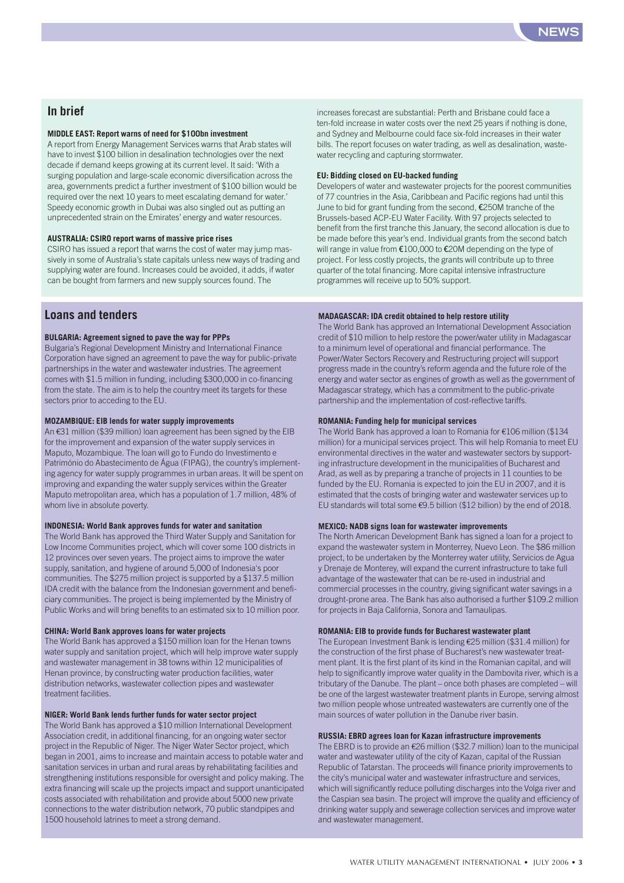## In brief

**MIDDLE EAST: Report warns of need for $100bn investment**

A report from Energy Management Services warns that Arab states will have to invest $100 billion in desalination technologies over the next decade if demand keeps growing at its current level. It said: 'With a surging population and large-scale economic diversification across the area, governments predict a further investment of $100 billion would be required over the next 10 years to meet escalating demand for water.' Speedy economic growth in Dubai was also singled out as putting an unprecedented strain on the Emirates' energy and water resources.

**AUSTRALIA: CSIRO report warns of massive price rises**

CSIRO has issued a report that warns the cost of water may jump massively in some of Australia's state capitals unless new ways of trading and supplying water are found. Increases could be avoided, it adds, if water can be bought from farmers and new supply sources found. The increases forecast are substantial: Perth and Brisbane could face a ten-fold increase in water costs over the next 25 years if nothing is done, and Sydney and Melbourne could face six-fold increases in their water bills. The report focuses on water trading, as well as desalination, wastewater recycling and capturing stormwater.

**EU: Bidding closed on EU-backed funding**

Developers of water and wastewater projects for the poorest communities of 77 countries in the Asia, Caribbean and Pacific regions had until this June to bid for grant funding from the second, €250M tranche of the Brussels-based ACP-EU Water Facility. With 97 projects selected to benefit from the first tranche this January, the second allocation is due to be made before this year's end. Individual grants from the second batch will range in value from €100,000 to €20M depending on the type of project. For less costly projects, the grants will contribute up to three quarter of the total financing. More capital intensive infrastructure programmes will receive up to 50% support.

## Loans and tenders

**BULGARIA: Agreement signed to pave the way for PPPs**

Bulgaria's Regional Development Ministry and International Finance Corporation have signed an agreement to pave the way for public-private partnerships in the water and wastewater industries. The agreement comes with $1.5 million in funding, including $300,000 in co-financing from the state. The aim is to help the country meet its targets for these sectors prior to acceding to the EU.

**MOZAMBIQUE: EIB lends for water supply improvements**

An €31 million ($39 million) loan agreement has been signed by the EIB for the improvement and expansion of the water supply services in Maputo, Mozambique. The loan will go to Fundo do Investimento e Património do Abastecimento de Água (FIPAG), the country's implementing agency for water supply programmes in urban areas. It will be spent on improving and expanding the water supply services within the Greater Maputo metropolitan area, which has a population of 1.7 million, 48% of whom live in absolute poverty.

**INDONESIA: World Bank approves funds for water and sanitation**

The World Bank has approved the Third Water Supply and Sanitation for Low Income Communities project, which will cover some 100 districts in 12 provinces over seven years. The project aims to improve the water supply, sanitation, and hygiene of around 5,000 of Indonesia's poor communities. The $275 million project is supported by a $137.5 million IDA credit with the balance from the Indonesian government and beneficiary communities. The project is being implemented by the Ministry of Public Works and will bring benefits to an estimated six to 10 million poor.

**CHINA: World Bank approves loans for water projects**

The World Bank has approved a $150 million loan for the Henan towns water supply and sanitation project, which will help improve water supply and wastewater management in 38 towns within 12 municipalities of Henan province, by constructing water production facilities, water distribution networks, wastewater collection pipes and wastewater treatment facilities.

**NIGER: World Bank lends further funds for water sector project**

The World Bank has approved a $10 million International Development Association credit, in additional financing, for an ongoing water sector project in the Republic of Niger. The Niger Water Sector project, which began in 2001, aims to increase and maintain access to potable water and sanitation services in urban and rural areas by rehabilitating facilities and strengthening institutions responsible for oversight and policy making. The extra financing will scale up the projects impact and support unanticipated costs associated with rehabilitation and provide about 5000 new private connections to the water distribution network, 70 public standpipes and 1500 household latrines to meet a strong demand.

**MADAGASCAR: IDA credit obtained to help restore utility**

The World Bank has approved an International Development Association credit of $10 million to help restore the power/water utility in Madagascar to a minimum level of operational and financial performance. The Power/Water Sectors Recovery and Restructuring project will support progress made in the country's reform agenda and the future role of the energy and water sector as engines of growth as well as the government of Madagascar strategy, which has a commitment to the public-private partnership and the implementation of cost-reflective tariffs.

**ROMANIA: Funding help for municipal services**

The World Bank has approved a loan to Romania for €106 million ($134 million) for a municipal services project. This will help Romania to meet EU environmental directives in the water and wastewater sectors by supporting infrastructure development in the municipalities of Bucharest and Arad, as well as by preparing a tranche of projects in 11 counties to be funded by the EU. Romania is expected to join the EU in 2007, and it is estimated that the costs of bringing water and wastewater services up to EU standards will total some €9.5 billion ($12 billion) by the end of 2018.

**MEXICO: NADB signs loan for wastewater improvements**

The North American Development Bank has signed a loan for a project to expand the wastewater system in Monterrey, Nuevo Leon. The $86 million project, to be undertaken by the Monterrey water utility, Servicios de Agua y Drenaje de Monterey, will expand the current infrastructure to take full advantage of the wastewater that can be re-used in industrial and commercial processes in the country, giving significant water savings in a drought-prone area. The Bank has also authorised a further $109.2 million for projects in Baja California, Sonora and Tamaulipas.

**ROMANIA: EIB to provide funds for Bucharest wastewater plant**

The European Investment Bank is lending €25 million ($31.4 million) for the construction of the first phase of Bucharest's new wastewater treatment plant. It is the first plant of its kind in the Romanian capital, and will help to significantly improve water quality in the Dambovita river, which is a tributary of the Danube. The plant – once both phases are completed – will be one of the largest wastewater treatment plants in Europe, serving almost two million people whose untreated wastewaters are currently one of the main sources of water pollution in the Danube river basin.

**RUSSIA: EBRD agrees loan for Kazan infrastructure improvements**

The EBRD is to provide an €26 million ($32.7 million) loan to the municipal water and wastewater utility of the city of Kazan, capital of the Russian Republic of Tatarstan. The proceeds will finance priority improvements to the city's municipal water and wastewater infrastructure and services, which will significantly reduce polluting discharges into the Volga river and the Caspian sea basin. The project will improve the quality and efficiency of drinking water supply and sewerage collection services and improve water and wastewater management.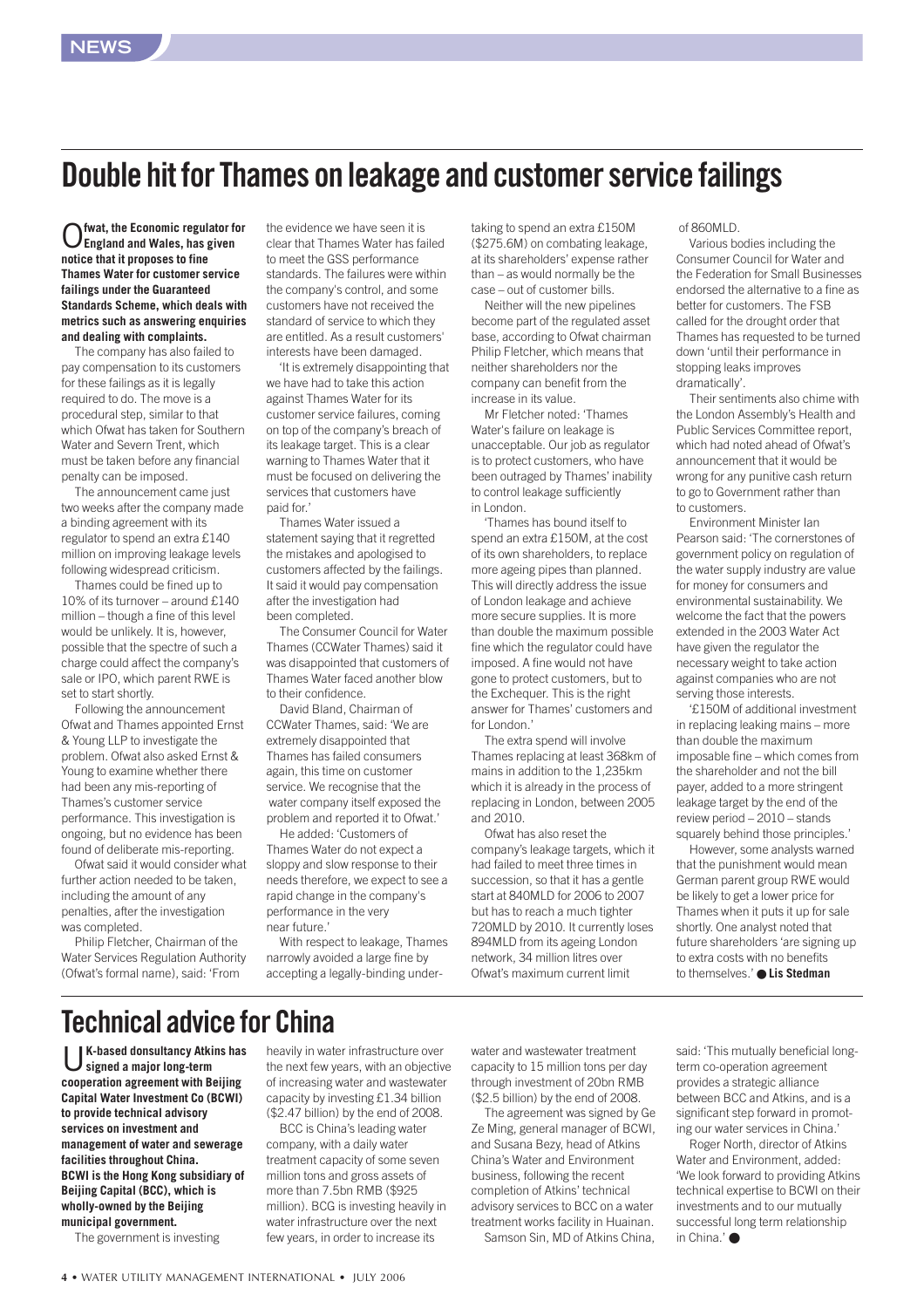NEWS

# Double hit for Thames on leakage and customer service failings

**Ofwat, the Economic regulator for England and Wales, has given notice that it proposes to fine Thames Water for customer service failings under the Guaranteed Standards Scheme, which deals with metrics such as answering enquiries and dealing with complaints.**

The company has also failed to pay compensation to its customers for these failings as it is legally required to do. The move is a procedural step, similar to that which Ofwat has taken for Southern Water and Severn Trent, which must be taken before any financial penalty can be imposed.

The announcement came just two weeks after the company made a binding agreement with its regulator to spend an extra £140 million on improving leakage levels following widespread criticism.

Thames could be fined up to 10% of its turnover – around £140 million – though a fine of this level would be unlikely. It is, however, possible that the spectre of such a charge could affect the company's sale or IPO, which parent RWE is set to start shortly.

Following the announcement Ofwat and Thames appointed Ernst & Young LLP to investigate the problem. Ofwat also asked Ernst & Young to examine whether there had been any mis-reporting of Thames's customer service performance. This investigation is ongoing, but no evidence has been found of deliberate mis-reporting.

Ofwat said it would consider what further action needed to be taken, including the amount of any penalties, after the investigation was completed.

Philip Fletcher, Chairman of the Water Services Regulation Authority (Ofwat's formal name), said: 'From the evidence we have seen it is clear that Thames Water has failed to meet the GSS performance standards. The failures were within the company's control, and some customers have not received the standard of service to which they are entitled. As a result customers' interests have been damaged.

'It is extremely disappointing that we have had to take this action against Thames Water for its customer service failures, coming on top of the company's breach of its leakage target. This is a clear warning to Thames Water that it must be focused on delivering the services that customers have paid for.'

Thames Water issued a statement saying that it regretted the mistakes and apologised to customers affected by the failings. It said it would pay compensation after the investigation had been completed.

The Consumer Council for Water Thames (CCWater Thames) said it was disappointed that customers of Thames Water faced another blow to their confidence.

David Bland, Chairman of CCWater Thames, said: 'We are extremely disappointed that Thames has failed consumers again, this time on customer service. We recognise that the water company itself exposed the problem and reported it to Ofwat.'

He added: 'Customers of Thames Water do not expect a sloppy and slow response to their needs therefore, we expect to see a rapid change in the company's performance in the very near future.'

With respect to leakage, Thames narrowly avoided a large fine by accepting a legally-binding undertaking to spend an extra £150M ($275.6M) on combating leakage, at its shareholders' expense rather than – as would normally be the case – out of customer bills.

Neither will the new pipelines become part of the regulated asset base, according to Ofwat chairman Philip Fletcher, which means that neither shareholders nor the company can benefit from the increase in its value.

Mr Fletcher noted: 'Thames Water's failure on leakage is unacceptable. Our job as regulator is to protect customers, who have been outraged by Thames' inability to control leakage sufficiently in London.

'Thames has bound itself to spend an extra £150M, at the cost of its own shareholders, to replace more ageing pipes than planned. This will directly address the issue of London leakage and achieve more secure supplies. It is more than double the maximum possible fine which the regulator could have imposed. A fine would not have gone to protect customers, but to the Exchequer. This is the right answer for Thames' customers and for London.'

The extra spend will involve Thames replacing at least 368km of mains in addition to the 1,235km which it is already in the process of replacing in London, between 2005 and 2010.

Ofwat has also reset the company's leakage targets, which it had failed to meet three times in succession, so that it has a gentle start at 840MLD for 2006 to 2007 but has to reach a much tighter 720MLD by 2010. It currently loses 894MLD from its ageing London network, 34 million litres over Ofwat's maximum current limit of 860MLD.

Various bodies including the Consumer Council for Water and the Federation for Small Businesses endorsed the alternative to a fine as better for customers. The FSB called for the drought order that Thames has requested to be turned down 'until their performance in stopping leaks improves dramatically'.

Their sentiments also chime with the London Assembly's Health and Public Services Committee report, which had noted ahead of Ofwat's announcement that it would be wrong for any punitive cash return to go to Government rather than to customers.

Environment Minister Ian Pearson said: 'The cornerstones of government policy on regulation of the water supply industry are value for money for consumers and environmental sustainability. We welcome the fact that the powers extended in the 2003 Water Act have given the regulator the necessary weight to take action against companies who are not serving those interests.

'£150M of additional investment in replacing leaking mains – more than double the maximum imposable fine – which comes from the shareholder and not the bill payer, added to a more stringent leakage target by the end of the review period – 2010 – stands squarely behind those principles.'

However, some analysts warned that the punishment would mean German parent group RWE would be likely to get a lower price for Thames when it puts it up for sale shortly. One analyst noted that future shareholders 'are signing up to extra costs with no benefits to themselves.' ● **Lis Stedman**

# Technical advice for China

**UK-based consultancy Atkins has signed a major long-term cooperation agreement with Beijing Capital Water Investment Co (BCWI) to provide technical advisory services on investment and management of water and sewerage facilities throughout China. BCWI is the Hong Kong subsidiary of Beijing Capital (BCC), which is wholly-owned by the Beijing municipal government.**

The government is investing heavily in water infrastructure over the next few years, with an objective of increasing water and wastewater capacity by investing £1.34 billion ($2.47 billion) by the end of 2008.

BCC is China's leading water company, with a daily water treatment capacity of some seven million tons and gross assets of more than 7.5bn RMB ($925 million). BCG is investing heavily in water infrastructure over the next few years, in order to increase its water and wastewater treatment capacity to 15 million tons per day through investment of 20bn RMB ($2.5 billion) by the end of 2008.

The agreement was signed by Ge Ze Ming, general manager of BCWI, and Susana Bezy, head of Atkins China's Water and Environment business, following the recent completion of Atkins' technical advisory services to BCC on a water treatment works facility in Huainan.

Samson Sin, MD of Atkins China, said: 'This mutually beneficial long-term co-operation agreement provides a strategic alliance between BCC and Atkins, and is a significant step forward in promoting our water services in China.'

Roger North, director of Atkins Water and Environment, added: 'We look forward to providing Atkins technical expertise to BCWI on their investments and to our mutually successful long term relationship in China.' ●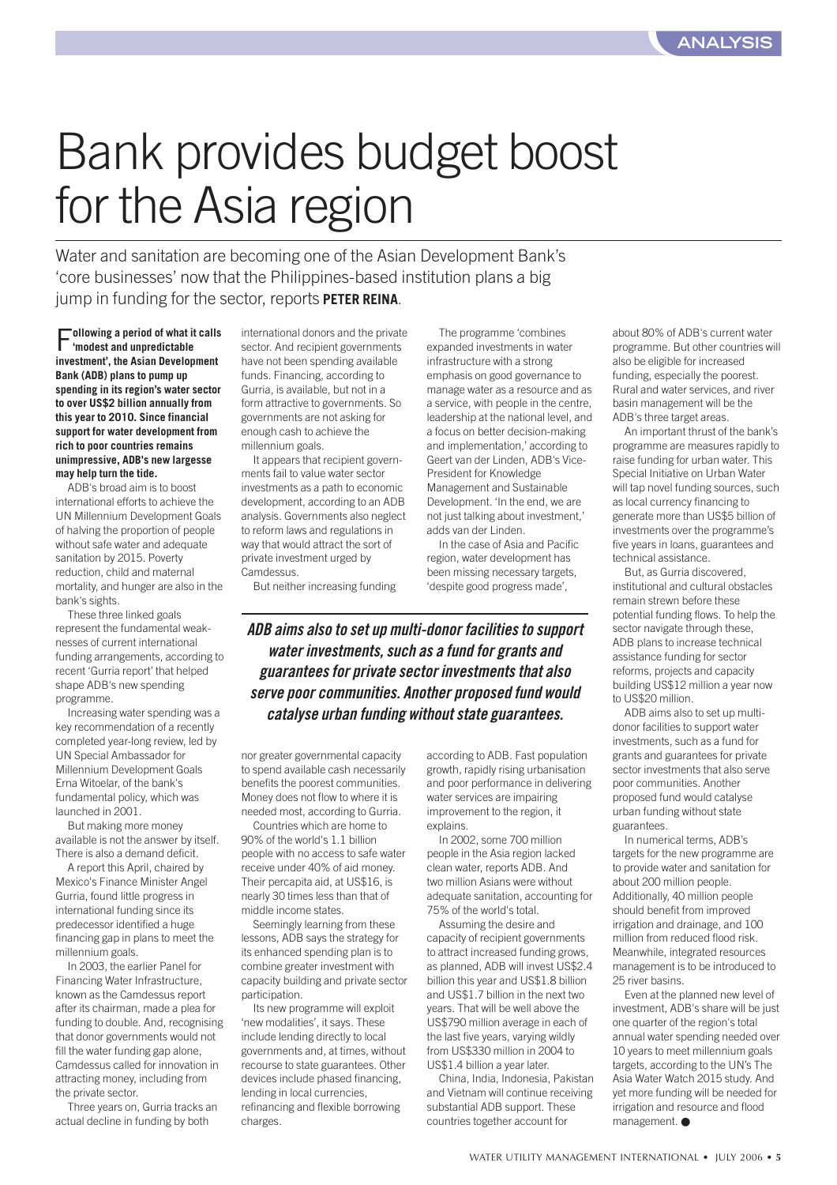# Bank provides budget boost for the Asia region

Water and sanitation are becoming one of the Asian Development Bank's 'core businesses' now that the Philippines-based institution plans a big jump in funding for the sector, reports **PETER REINA**.

**Following a period of what it calls 'modest and unpredictable investment', the Asian Development Bank (ADB) plans to pump up spending in its region's water sector to over US$2 billion annually from this year to 2010. Since financial support for water development from rich to poor countries remains unimpressive, ADB's new largesse may help turn the tide.**

ADB's broad aim is to boost international efforts to achieve the UN Millennium Development Goals of halving the proportion of people without safe water and adequate sanitation by 2015. Poverty reduction, child and maternal mortality, and hunger are also in the bank's sights.

These three linked goals represent the fundamental weaknesses of current international funding arrangements, according to recent 'Gurria report' that helped shape ADB's new spending programme.

Increasing water spending was a key recommendation of a recently completed year-long review, led by UN Special Ambassador for Millennium Development Goals Erna Witoelar, of the bank's fundamental policy, which was launched in 2001.

But making more money available is not the answer by itself. There is also a demand deficit.

A report this April, chaired by Mexico's Finance Minister Angel Gurria, found little progress in international funding since its predecessor identified a huge financing gap in plans to meet the millennium goals.

In 2003, the earlier Panel for Financing Water Infrastructure, known as the Camdessus report after its chairman, made a plea for funding to double. And, recognising that donor governments would not fill the water funding gap alone, Camdessus called for innovation in attracting money, including from the private sector.

Three years on, Gurria tracks an actual decline in funding by both international donors and the private sector. And recipient governments have not been spending available funds. Financing, according to Gurria, is available, but not in a form attractive to governments. So governments are not asking for enough cash to achieve the millennium goals.

It appears that recipient governments fail to value water sector investments as a path to economic development, according to an ADB analysis. Governments also neglect to reform laws and regulations in way that would attract the sort of private investment urged by Camdessus.

But neither increasing funding nor greater governmental capacity to spend available cash necessarily benefits the poorest communities. Money does not flow to where it is needed most, according to Gurria.

Countries which are home to 90% of the world's 1.1 billion people with no access to safe water receive under 40% of aid money. Their percapita aid, at US$16, is nearly 30 times less than that of middle income states.

Seemingly learning from these lessons, ADB says the strategy for its enhanced spending plan is to combine greater investment with capacity building and private sector participation.

Its new programme will exploit 'new modalities', it says. These include lending directly to local governments and, at times, without recourse to state guarantees. Other devices include phased financing, lending in local currencies, refinancing and flexible borrowing charges.

The programme 'combines expanded investments in water infrastructure with a strong emphasis on good governance to manage water as a resource and as a service, with people in the centre, leadership at the national level, and a focus on better decision-making and implementation,' according to Geert van der Linden, ADB's Vice-President for Knowledge Management and Sustainable Development. 'In the end, we are not just talking about investment,' adds van der Linden.

In the case of Asia and Pacific region, water development has been missing necessary targets, 'despite good progress made', according to ADB. Fast population growth, rapidly rising urbanisation and poor performance in delivering water services are impairing improvement to the region, it explains.

In 2002, some 700 million people in the Asia region lacked clean water, reports ADB. And two million Asians were without adequate sanitation, accounting for 75% of the world's total.

Assuming the desire and capacity of recipient governments to attract increased funding grows, as planned, ADB will invest US$2.4 billion this year and US$1.8 billion and US$1.7 billion in the next two years. That will be well above the US$790 million average in each of the last five years, varying wildly from US$330 million in 2004 to US$1.4 billion a year later.

China, India, Indonesia, Pakistan and Vietnam will continue receiving substantial ADB support. These countries together account for about 80% of ADB's current water programme. But other countries will also be eligible for increased funding, especially the poorest. Rural and water services, and river basin management will be the ADB's three target areas.

An important thrust of the bank's programme are measures rapidly to raise funding for urban water. This Special Initiative on Urban Water will tap novel funding sources, such as local currency financing to generate more than US$5 billion of investments over the programme's five years in loans, guarantees and technical assistance.

But, as Gurria discovered, institutional and cultural obstacles remain strewn before these potential funding flows. To help the sector navigate through these, ADB plans to increase technical assistance funding for sector reforms, projects and capacity building US$12 million a year now to US$20 million.

ADB aims also to set up multi-donor facilities to support water investments, such as a fund for grants and guarantees for private sector investments that also serve poor communities. Another proposed fund would catalyse urban funding without state guarantees.

In numerical terms, ADB's targets for the new programme are to provide water and sanitation for about 200 million people. Additionally, 40 million people should benefit from improved irrigation and drainage, and 100 million from reduced flood risk. Meanwhile, integrated resources management is to be introduced to 25 river basins.

Even at the planned new level of investment, ADB's share will be just one quarter of the region's total annual water spending needed over 10 years to meet millennium goals targets, according to the UN's The Asia Water Watch 2015 study. And yet more funding will be needed for irrigation and resource and flood management. ●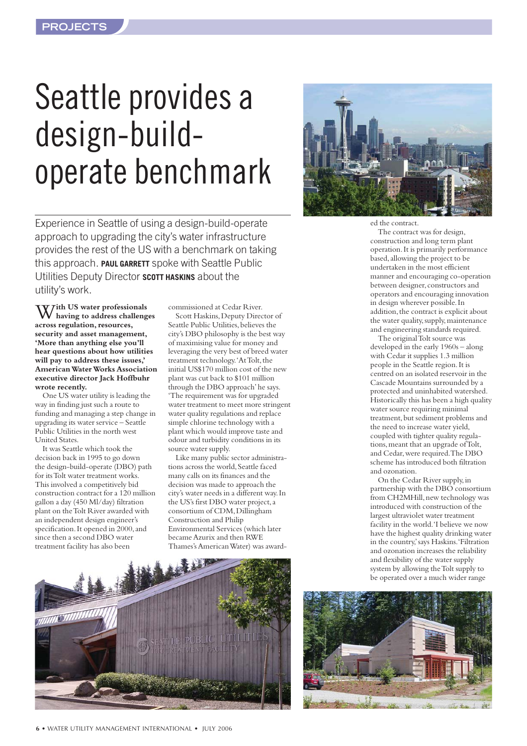# Seattle provides a design-build-operate benchmark

Experience in Seattle of using a design-build-operate approach to upgrading the city's water infrastructure provides the rest of the US with a benchmark on taking this approach. **PAUL GARRETT** spoke with Seattle Public Utilities Deputy Director **SCOTT HASKINS** about the utility's work.

**With US water professionals having to address challenges across regulation, resources, security and asset management, 'More than anything else you'll hear questions about how utilities will pay to address these issues,' American Water Works Association executive director Jack Hoffbuhr wrote recently.**

One US water utility is leading the way in finding just such a route to funding and managing a step change in upgrading its water service – Seattle Public Utilities in the north west United States.

It was Seattle which took the decision back in 1995 to go down the design-build-operate (DBO) path for its Tolt water treatment works. This involved a competitively bid construction contract for a 120 million gallon a day (450 Ml/day) filtration plant on the Tolt River awarded with an independent design engineer's specification. It opened in 2000, and since then a second DBO water treatment facility has also been commissioned at Cedar River.

Scott Haskins, Deputy Director of Seattle Public Utilities, believes the city's DBO philosophy is the best way of maximising value for money and leveraging the very best of breed water treatment technology. 'At Tolt, the initial US$170 million cost of the new plant was cut back to $101 million through the DBO approach' he says. 'The requirement was for upgraded water treatment to meet more stringent water quality regulations and replace simple chlorine technology with a plant which would improve taste and odour and turbidity conditions in its source water supply.

Like many public sector administrations across the world, Seattle faced many calls on its finances and the decision was made to approach the city's water needs in a different way. In the US's first DBO water project, a consortium of CDM, Dillingham Construction and Philip Environmental Services (which later became Azurix and then RWE Thames's American Water) was awarded the contract.

The contract was for design, construction and long term plant operation. It is primarily performance based, allowing the project to be undertaken in the most efficient manner and encouraging co-operation between designer, constructors and operators and encouraging innovation in design wherever possible. In addition, the contract is explicit about the water quality, supply, maintenance and engineering standards required.

The original Tolt source was developed in the early 1960s – along with Cedar it supplies 1.3 million people in the Seattle region. It is centred on an isolated reservoir in the Cascade Mountains surrounded by a protected and uninhabited watershed. Historically this has been a high quality water source requiring minimal treatment, but sediment problems and the need to increase water yield, coupled with tighter quality regulations, meant that an upgrade of Tolt, and Cedar, were required. The DBO scheme has introduced both filtration and ozonation.

On the Cedar River supply, in partnership with the DBO consortium from CH2MHill, new technology was introduced with construction of the largest ultraviolet water treatment facility in the world. 'I believe we now have the highest quality drinking water in the country,' says Haskins. 'Filtration and ozonation increases the reliability and flexibility of the water supply system by allowing the Tolt supply to be operated over a much wider range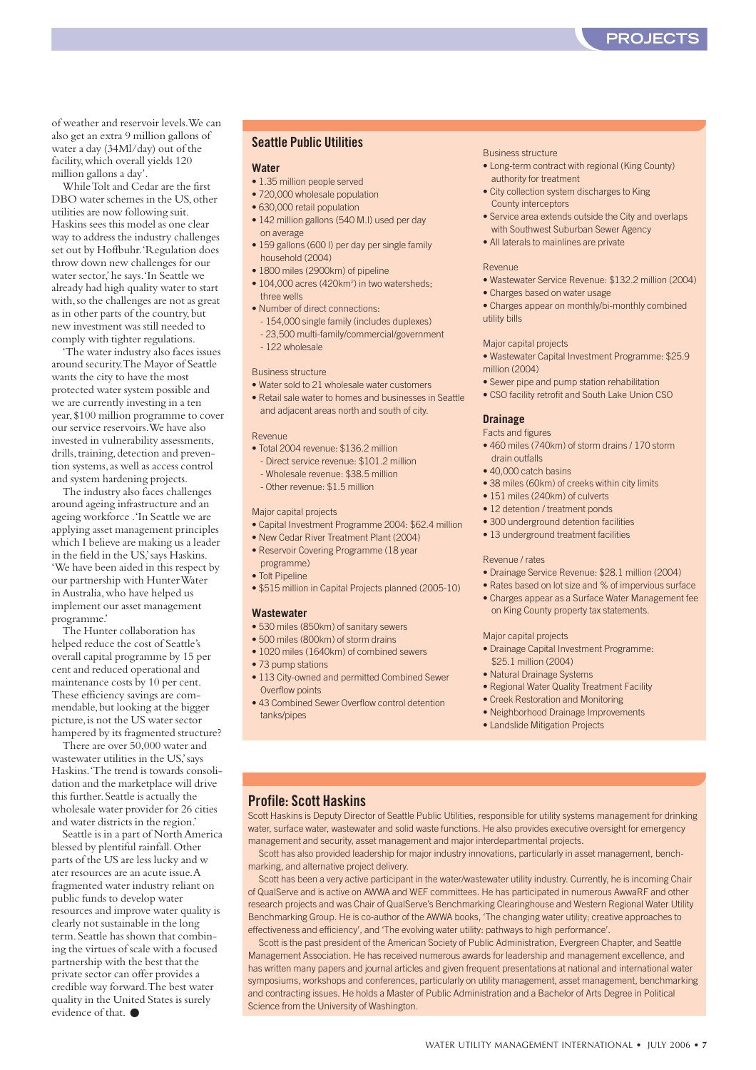of weather and reservoir levels. We can also get an extra 9 million gallons of water a day (34Ml/day) out of the facility, which overall yields 120 million gallons a day'.

While Tolt and Cedar are the first DBO water schemes in the US, other utilities are now following suit. Haskins sees this model as one clear way to address the industry challenges set out by Hoffbuhr. 'Regulation does throw down new challenges for our water sector,' he says. 'In Seattle we already had high quality water to start with, so the challenges are not as great as in other parts of the country, but new investment was still needed to comply with tighter regulations.

'The water industry also faces issues around security. The Mayor of Seattle wants the city to have the most protected water system possible and we are currently investing in a ten year, $100 million programme to cover our service reservoirs. We have also invested in vulnerability assessments, drills, training, detection and prevention systems, as well as access control and system hardening projects.

The industry also faces challenges around ageing infrastructure and an ageing workforce . 'In Seattle we are applying asset management principles which I believe are making us a leader in the field in the US,' says Haskins. 'We have been aided in this respect by our partnership with Hunter Water in Australia, who have helped us implement our asset management programme.'

The Hunter collaboration has helped reduce the cost of Seattle's overall capital programme by 15 per cent and reduced operational and maintenance costs by 10 per cent. These efficiency savings are commendable, but looking at the bigger picture, is not the US water sector hampered by its fragmented structure?

There are over 50,000 water and wastewater utilities in the US,' says Haskins. 'The trend is towards consolidation and the marketplace will drive this further. Seattle is actually the wholesale water provider for 26 cities and water districts in the region.'

Seattle is in a part of North America blessed by plentiful rainfall. Other parts of the US are less lucky and water resources are an acute issue. A fragmented water industry reliant on public funds to develop water resources and improve water quality is clearly not sustainable in the long term. Seattle has shown that combining the virtues of scale with a focused partnership with the best that the private sector can offer provides a credible way forward. The best water quality in the United States is surely evidence of that. ●

## Seattle Public Utilities

### Water

- 1.35 million people served
- 720,000 wholesale population
- 630,000 retail population
- 142 million gallons (540 M.l) used per day on average
- 159 gallons (600 l) per day per single family household (2004)
- 1800 miles (2900km) of pipeline
- 104,000 acres (420km²) in two watersheds; three wells
- Number of direct connections:
  - 154,000 single family (includes duplexes)
  - 23,500 multi-family/commercial/government
  - 122 wholesale

Business structure

- Water sold to 21 wholesale water customers
- Retail sale water to homes and businesses in Seattle and adjacent areas north and south of city.

Revenue

- Total 2004 revenue: $136.2 million
  - Direct service revenue: $101.2 million
  - Wholesale revenue: $38.5 million
  - Other revenue: $1.5 million

Major capital projects

- Capital Investment Programme 2004: $62.4 million
- New Cedar River Treatment Plant (2004)
- Reservoir Covering Programme (18 year programme)
- Tolt Pipeline
- $515 million in Capital Projects planned (2005-10)

### Wastewater

- 530 miles (850km) of sanitary sewers
- 500 miles (800km) of storm drains
- 1020 miles (1640km) of combined sewers
- 73 pump stations
- 113 City-owned and permitted Combined Sewer Overflow points
- 43 Combined Sewer Overflow control detention tanks/pipes

Business structure

- Long-term contract with regional (King County) authority for treatment
- City collection system discharges to King County interceptors
- Service area extends outside the City and overlaps with Southwest Suburban Sewer Agency
- All laterals to mainlines are private

Revenue

- Wastewater Service Revenue: $132.2 million (2004)
- Charges based on water usage
- Charges appear on monthly/bi-monthly combined utility bills

Major capital projects

- Wastewater Capital Investment Programme: $25.9 million (2004)
- Sewer pipe and pump station rehabilitation
- CSO facility retrofit and South Lake Union CSO

### Drainage

Facts and figures

- 460 miles (740km) of storm drains / 170 storm drain outfalls
- 40,000 catch basins
- 38 miles (60km) of creeks within city limits
- 151 miles (240km) of culverts
- 12 detention / treatment ponds
- 300 underground detention facilities
- 13 underground treatment facilities

Revenue / rates

- Drainage Service Revenue: $28.1 million (2004)
- Rates based on lot size and % of impervious surface
- Charges appear as a Surface Water Management fee on King County property tax statements.

Major capital projects

- Drainage Capital Investment Programme: $25.1 million (2004)
- Natural Drainage Systems
- Regional Water Quality Treatment Facility
- Creek Restoration and Monitoring
- Neighborhood Drainage Improvements
- Landslide Mitigation Projects

## Profile: Scott Haskins

Scott Haskins is Deputy Director of Seattle Public Utilities, responsible for utility systems management for drinking water, surface water, wastewater and solid waste functions. He also provides executive oversight for emergency management and security, asset management and major interdepartmental projects.

Scott has also provided leadership for major industry innovations, particularly in asset management, benchmarking, and alternative project delivery.

Scott has been a very active participant in the water/wastewater utility industry. Currently, he is incoming Chair of QualServe and is active on AWWA and WEF committees. He has participated in numerous AwwaRF and other research projects and was Chair of QualServe's Benchmarking Clearinghouse and Western Regional Water Utility Benchmarking Group. He is co-author of the AWWA books, 'The changing water utility; creative approaches to effectiveness and efficiency', and 'The evolving water utility: pathways to high performance'.

Scott is the past president of the American Society of Public Administration, Evergreen Chapter, and Seattle Management Association. He has received numerous awards for leadership and management excellence, and has written many papers and journal articles and given frequent presentations at national and international water symposiums, workshops and conferences, particularly on utility management, asset management, benchmarking and contracting issues. He holds a Master of Public Administration and a Bachelor of Arts Degree in Political Science from the University of Washington.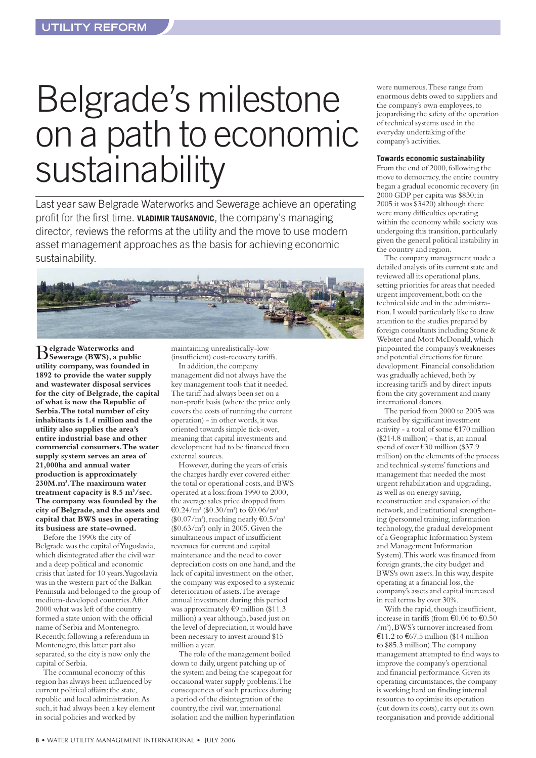# Belgrade's milestone on a path to economic sustainability

Last year saw Belgrade Waterworks and Sewerage achieve an operating profit for the first time. **VLADIMIR TAUSANOVIC**, the company's managing director, reviews the reforms at the utility and the move to use modern asset management approaches as the basis for achieving economic sustainability.

**Belgrade Waterworks and Sewerage (BWS), a public utility company, was founded in 1892 to provide the water supply and wastewater disposal services for the city of Belgrade, the capital of what is now the Republic of Serbia. The total number of city inhabitants is 1.4 million and the utility also supplies the area's entire industrial base and other commercial consumers. The water supply system serves an area of 21,000ha and annual water production is approximately 230M.m$^3$. The maximum water treatment capacity is 8.5 m$^3$/sec. The company was founded by the city of Belgrade, and the assets and capital that BWS uses in operating its business are state-owned.**

Before the 1990s the city of Belgrade was the capital of Yugoslavia, which disintegrated after the civil war and a deep political and economic crisis that lasted for 10 years. Yugoslavia was in the western part of the Balkan Peninsula and belonged to the group of medium-developed countries. After 2000 what was left of the country formed a state union with the official name of Serbia and Montenegro. Recently, following a referendum in Montenegro, this latter part also separated, so the city is now only the capital of Serbia.

The communal economy of this region has always been influenced by current political affairs: the state, republic and local administration. As such, it had always been a key element in social policies and worked by maintaining unrealistically-low (insufficient) cost-recovery tariffs.

In addition, the company management did not always have the key management tools that it needed. The tariff had always been set on a non-profit basis (where the price only covers the costs of running the current operation) - in other words, it was oriented towards simple tick-over, meaning that capital investments and development had to be financed from external sources.

However, during the years of crisis the charges hardly ever covered either the total or operational costs, and BWS operated at a loss: from 1990 to 2000, the average sales price dropped from €0.24/m$^3$ (\$0.30/m$^3$) to €0.06/m$^3$ (\$0.07/m$^3$), reaching nearly €0.5/m$^3$ (\$0.63/m$^3$) only in 2005. Given the simultaneous impact of insufficient revenues for current and capital maintenance and the need to cover depreciation costs on one hand, and the lack of capital investment on the other, the company was exposed to a systemic deterioration of assets. The average annual investment during this period was approximately €9 million (\$11.3 million) a year although, based just on the level of depreciation, it would have been necessary to invest around \$15 million a year.

The role of the management boiled down to daily, urgent patching up of the system and being the scapegoat for occasional water supply problems. The consequences of such practices during a period of the disintegration of the country, the civil war, international isolation and the million hyperinflation were numerous. These range from enormous debts owed to suppliers and the company's own employees, to jeopardising the safety of the operation of technical systems used in the everyday undertaking of the company's activities.

#### Towards economic sustainability

From the end of 2000, following the move to democracy, the entire country began a gradual economic recovery (in 2000 GDP per capita was \$830; in 2005 it was \$3420) although there were many difficulties operating within the economy while society was undergoing this transition, particularly given the general political instability in the country and region.

The company management made a detailed analysis of its current state and reviewed all its operational plans, setting priorities for areas that needed urgent improvement, both on the technical side and in the administration. I would particularly like to draw attention to the studies prepared by foreign consultants including Stone & Webster and Mott McDonald, which pinpointed the company's weaknesses and potential directions for future development. Financial consolidation was gradually achieved, both by increasing tariffs and by direct inputs from the city government and many international donors.

The period from 2000 to 2005 was marked by significant investment activity - a total of some €170 million (\$214.8 million) - that is, an annual spend of over €30 million (\$37.9 million) on the elements of the process and technical systems' functions and management that needed the most urgent rehabilitation and upgrading, as well as on energy saving, reconstruction and expansion of the network, and institutional strengthening (personnel training, information technology, the gradual development of a Geographic Information System and Management Information System). This work was financed from foreign grants, the city budget and BWS's own assets. In this way, despite operating at a financial loss, the company's assets and capital increased in real terms by over 30%.

With the rapid, though insufficient, increase in tariffs (from €0.06 to €0.50 /m$^3$), BWS's turnover increased from €11.2 to €67.5 million (\$14 million to \$85.3 million). The company management attempted to find ways to improve the company's operational and financial performance. Given its operating circumstances, the company is working hard on finding internal resources to optimise its operation (cut down its costs), carry out its own reorganisation and provide additional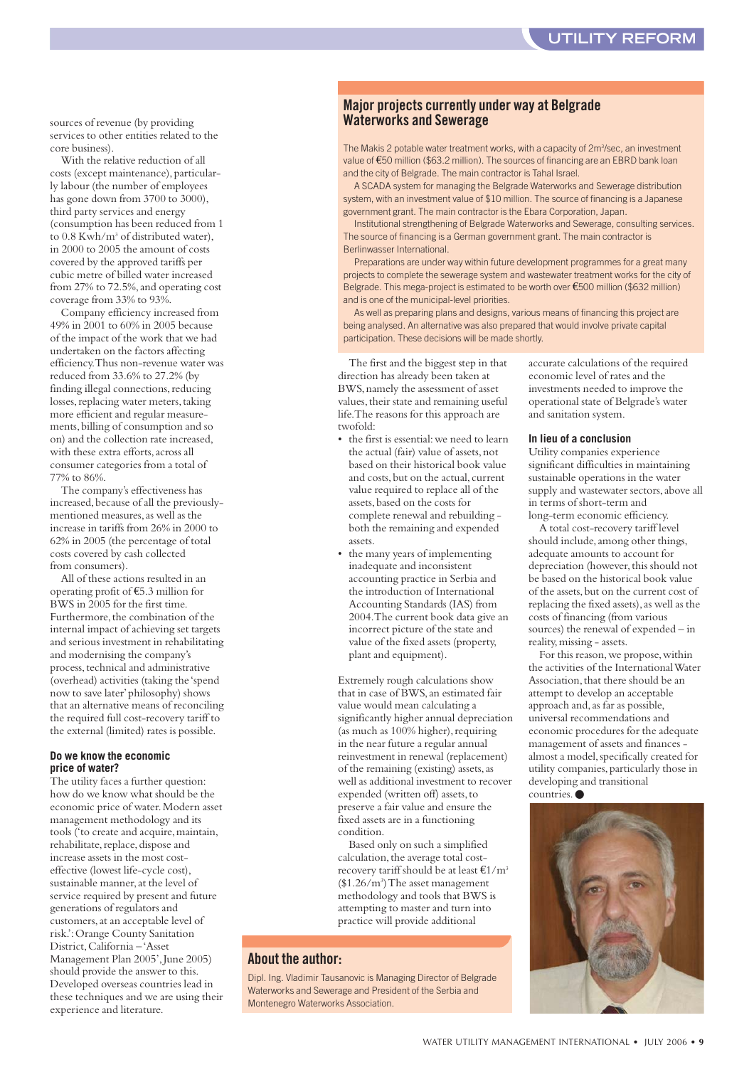sources of revenue (by providing services to other entities related to the core business).

With the relative reduction of all costs (except maintenance), particularly labour (the number of employees has gone down from 3700 to 3000), third party services and energy (consumption has been reduced from 1 to 0.8 Kwh/m$^3$ of distributed water), in 2000 to 2005 the amount of costs covered by the approved tariffs per cubic metre of billed water increased from 27% to 72.5%, and operating cost coverage from 33% to 93%.

Company efficiency increased from 49% in 2001 to 60% in 2005 because of the impact of the work that we had undertaken on the factors affecting efficiency. Thus non-revenue water was reduced from 33.6% to 27.2% (by finding illegal connections, reducing losses, replacing water meters, taking more efficient and regular measurements, billing of consumption and so on) and the collection rate increased, with these extra efforts, across all consumer categories from a total of 77% to 86%.

The company's effectiveness has increased, because of all the previously-mentioned measures, as well as the increase in tariffs from 26% in 2000 to 62% in 2005 (the percentage of total costs covered by cash collected from consumers).

All of these actions resulted in an operating profit of €5.3 million for BWS in 2005 for the first time. Furthermore, the combination of the internal impact of achieving set targets and serious investment in rehabilitating and modernising the company's process, technical and administrative (overhead) activities (taking the 'spend now to save later' philosophy) shows that an alternative means of reconciling the required full cost-recovery tariff to the external (limited) rates is possible.

### Do we know the economic price of water?

The utility faces a further question: how do we know what should be the economic price of water. Modern asset management methodology and its tools ('to create and acquire, maintain, rehabilitate, replace, dispose and increase assets in the most cost-effective (lowest life-cycle cost), sustainable manner, at the level of service required by present and future generations of regulators and customers, at an acceptable level of risk.': Orange County Sanitation District, California – 'Asset Management Plan 2005', June 2005) should provide the answer to this. Developed overseas countries lead in these techniques and we are using their experience and literature.

## Major projects currently under way at Belgrade Waterworks and Sewerage

The Makis 2 potable water treatment works, with a capacity of 2m$^3$/sec, an investment value of €50 million ($63.2 million). The sources of financing are an EBRD bank loan and the city of Belgrade. The main contractor is Tahal Israel.

A SCADA system for managing the Belgrade Waterworks and Sewerage distribution system, with an investment value of $10 million. The source of financing is a Japanese government grant. The main contractor is the Ebara Corporation, Japan.

Institutional strengthening of Belgrade Waterworks and Sewerage, consulting services. The source of financing is a German government grant. The main contractor is Berlinwasser International.

Preparations are under way within future development programmes for a great many projects to complete the sewerage system and wastewater treatment works for the city of Belgrade. This mega-project is estimated to be worth over €500 million ($632 million) and is one of the municipal-level priorities.

As well as preparing plans and designs, various means of financing this project are being analysed. An alternative was also prepared that would involve private capital participation. These decisions will be made shortly.

The first and the biggest step in that direction has already been taken at BWS, namely the assessment of asset values, their state and remaining useful life. The reasons for this approach are twofold:

- the first is essential: we need to learn the actual (fair) value of assets, not based on their historical book value and costs, but on the actual, current value required to replace all of the assets, based on the costs for complete renewal and rebuilding - both the remaining and expended assets.
- the many years of implementing inadequate and inconsistent accounting practice in Serbia and the introduction of International Accounting Standards (IAS) from 2004. The current book data give an incorrect picture of the state and value of the fixed assets (property, plant and equipment).

Extremely rough calculations show that in case of BWS, an estimated fair value would mean calculating a significantly higher annual depreciation (as much as 100% higher), requiring in the near future a regular annual reinvestment in renewal (replacement) of the remaining (existing) assets, as well as additional investment to recover expended (written off) assets, to preserve a fair value and ensure the fixed assets are in a functioning condition.

Based only on such a simplified calculation, the average total cost-recovery tariff should be at least €1/m$^3$ ($1.26/m$^3$) The asset management methodology and tools that BWS is attempting to master and turn into practice will provide additional accurate calculations of the required economic level of rates and the investments needed to improve the operational state of Belgrade's water and sanitation system.

### In lieu of a conclusion

Utility companies experience significant difficulties in maintaining sustainable operations in the water supply and wastewater sectors, above all in terms of short-term and long-term economic efficiency.

A total cost-recovery tariff level should include, among other things, adequate amounts to account for depreciation (however, this should not be based on the historical book value of the assets, but on the current cost of replacing the fixed assets), as well as the costs of financing (from various sources) the renewal of expended – in reality, missing - assets.

For this reason, we propose, within the activities of the International Water Association, that there should be an attempt to develop an acceptable approach and, as far as possible, universal recommendations and economic procedures for the adequate management of assets and finances - almost a model, specifically created for utility companies, particularly those in developing and transitional countries. ●

## About the author:

Dipl. Ing. Vladimir Tausanovic is Managing Director of Belgrade Waterworks and Sewerage and President of the Serbia and Montenegro Waterworks Association.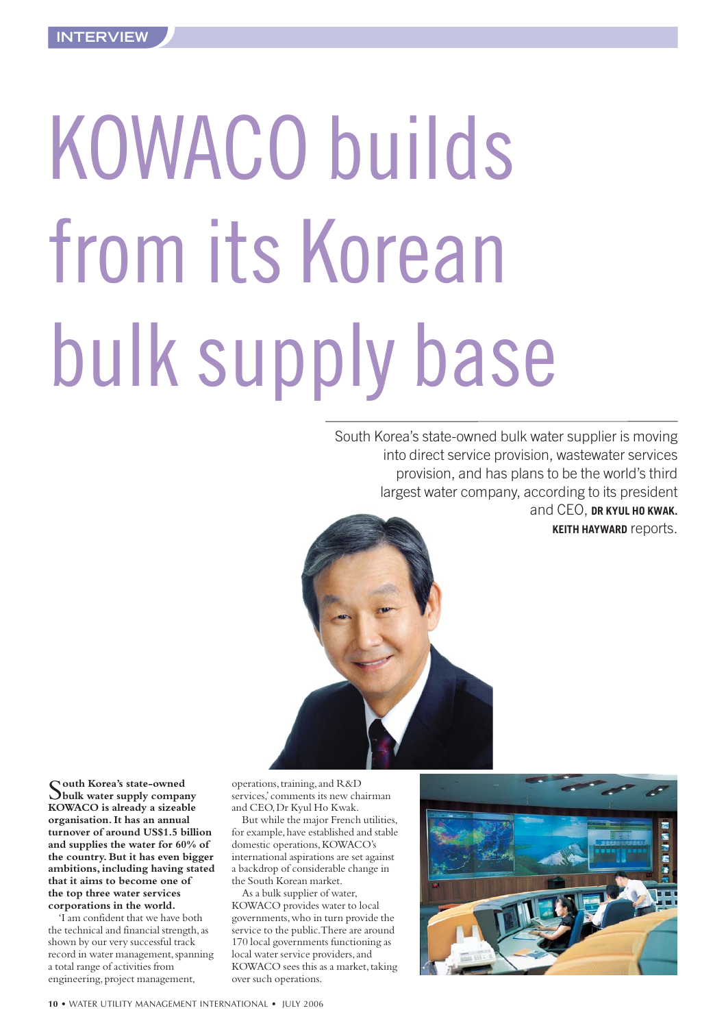# KOWACO builds from its Korean bulk supply base

South Korea's state-owned bulk water supplier is moving into direct service provision, wastewater services provision, and has plans to be the world's third largest water company, according to its president and CEO, **DR KYUL HO KWAK. KEITH HAYWARD** reports.

**South Korea's state-owned bulk water supply company KOWACO is already a sizeable organisation. It has an annual turnover of around US$1.5 billion and supplies the water for 60% of the country. But it has even bigger ambitions, including having stated that it aims to become one of the top three water services corporations in the world.**

'I am confident that we have both the technical and financial strength, as shown by our very successful track record in water management, spanning a total range of activities from engineering, project management, operations, training, and R&D services,' comments its new chairman and CEO, Dr Kyul Ho Kwak.

But while the major French utilities, for example, have established and stable domestic operations, KOWACO's international aspirations are set against a backdrop of considerable change in the South Korean market.

As a bulk supplier of water, KOWACO provides water to local governments, who in turn provide the service to the public. There are around 170 local governments functioning as local water service providers, and KOWACO sees this as a market, taking over such operations.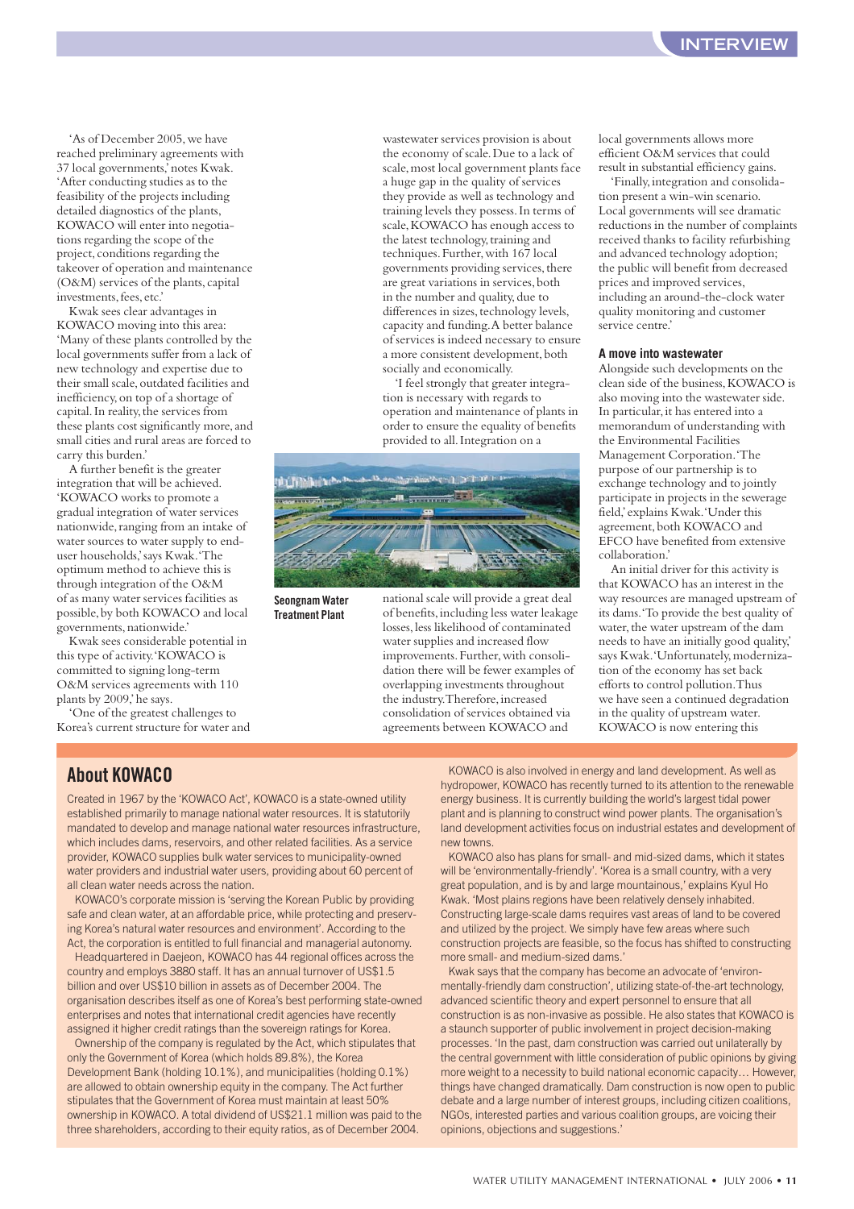'As of December 2005, we have reached preliminary agreements with 37 local governments,' notes Kwak. 'After conducting studies as to the feasibility of the projects including detailed diagnostics of the plants, KOWACO will enter into negotiations regarding the scope of the project, conditions regarding the takeover of operation and maintenance (O&M) services of the plants, capital investments, fees, etc.'

Kwak sees clear advantages in KOWACO moving into this area: 'Many of these plants controlled by the local governments suffer from a lack of new technology and expertise due to their small scale, outdated facilities and inefficiency, on top of a shortage of capital. In reality, the services from these plants cost significantly more, and small cities and rural areas are forced to carry this burden.'

A further benefit is the greater integration that will be achieved. 'KOWACO works to promote a gradual integration of water services nationwide, ranging from an intake of water sources to water supply to end-user households,' says Kwak. 'The optimum method to achieve this is through integration of the O&M of as many water services facilities as possible, by both KOWACO and local governments, nationwide.'

Kwak sees considerable potential in this type of activity. 'KOWACO is committed to signing long-term O&M services agreements with 110 plants by 2009,' he says.

'One of the greatest challenges to Korea's current structure for water and wastewater services provision is about the economy of scale. Due to a lack of scale, most local government plants face a huge gap in the quality of services they provide as well as technology and training levels they possess. In terms of scale, KOWACO has enough access to the latest technology, training and techniques. Further, with 167 local governments providing services, there are great variations in services, both in the number and quality, due to differences in sizes, technology levels, capacity and funding. A better balance of services is indeed necessary to ensure a more consistent development, both socially and economically.

'I feel strongly that greater integration is necessary with regards to operation and maintenance of plants in order to ensure the equality of benefits provided to all. Integration on a national scale will provide a great deal of benefits, including less water leakage losses, less likelihood of contaminated water supplies and increased flow improvements. Further, with consolidation there will be fewer examples of overlapping investments throughout the industry. Therefore, increased consolidation of services obtained via agreements between KOWACO and local governments allows more efficient O&M services that could result in substantial efficiency gains.

'Finally, integration and consolidation present a win-win scenario. Local governments will see dramatic reductions in the number of complaints received thanks to facility refurbishing and advanced technology adoption; the public will benefit from decreased prices and improved services, including an around-the-clock water quality monitoring and customer service centre.'

**Seongnam Water Treatment Plant**

### A move into wastewater

Alongside such developments on the clean side of the business, KOWACO is also moving into the wastewater side. In particular, it has entered into a memorandum of understanding with the Environmental Facilities Management Corporation. 'The purpose of our partnership is to exchange technology and to jointly participate in projects in the sewerage field,' explains Kwak. 'Under this agreement, both KOWACO and EFCO have benefited from extensive collaboration.'

An initial driver for this activity is that KOWACO has an interest in the way resources are managed upstream of its dams. 'To provide the best quality of water, the water upstream of the dam needs to have an initially good quality,' says Kwak. 'Unfortunately, modernization of the economy has set back efforts to control pollution. Thus we have seen a continued degradation in the quality of upstream water. KOWACO is now entering this

## About KOWACO

Created in 1967 by the 'KOWACO Act', KOWACO is a state-owned utility established primarily to manage national water resources. It is statutorily mandated to develop and manage national water resources infrastructure, which includes dams, reservoirs, and other related facilities. As a service provider, KOWACO supplies bulk water services to municipality-owned water providers and industrial water users, providing about 60 percent of all clean water needs across the nation.

KOWACO's corporate mission is 'serving the Korean Public by providing safe and clean water, at an affordable price, while protecting and preserving Korea's natural water resources and environment'. According to the Act, the corporation is entitled to full financial and managerial autonomy.

Headquartered in Daejeon, KOWACO has 44 regional offices across the country and employs 3880 staff. It has an annual turnover of US$1.5 billion and over US$10 billion in assets as of December 2004. The organisation describes itself as one of Korea's best performing state-owned enterprises and notes that international credit agencies have recently assigned it higher credit ratings than the sovereign ratings for Korea.

Ownership of the company is regulated by the Act, which stipulates that only the Government of Korea (which holds 89.8%), the Korea Development Bank (holding 10.1%), and municipalities (holding 0.1%) are allowed to obtain ownership equity in the company. The Act further stipulates that the Government of Korea must maintain at least 50% ownership in KOWACO. A total dividend of US$21.1 million was paid to the three shareholders, according to their equity ratios, as of December 2004.

KOWACO is also involved in energy and land development. As well as hydropower, KOWACO has recently turned to its attention to the renewable energy business. It is currently building the world's largest tidal power plant and is planning to construct wind power plants. The organisation's land development activities focus on industrial estates and development of new towns.

KOWACO also has plans for small- and mid-sized dams, which it states will be 'environmentally-friendly'. 'Korea is a small country, with a very great population, and is by and large mountainous,' explains Kyul Ho Kwak. 'Most plains regions have been relatively densely inhabited. Constructing large-scale dams requires vast areas of land to be covered and utilized by the project. We simply have few areas where such construction projects are feasible, so the focus has shifted to constructing more small- and medium-sized dams.'

Kwak says that the company has become an advocate of 'environmentally-friendly dam construction', utilizing state-of-the-art technology, advanced scientific theory and expert personnel to ensure that all construction is as non-invasive as possible. He also states that KOWACO is a staunch supporter of public involvement in project decision-making processes. 'In the past, dam construction was carried out unilaterally by the central government with little consideration of public opinions by giving more weight to a necessity to build national economic capacity… However, things have changed dramatically. Dam construction is now open to public debate and a large number of interest groups, including citizen coalitions, NGOs, interested parties and various coalition groups, are voicing their opinions, objections and suggestions.'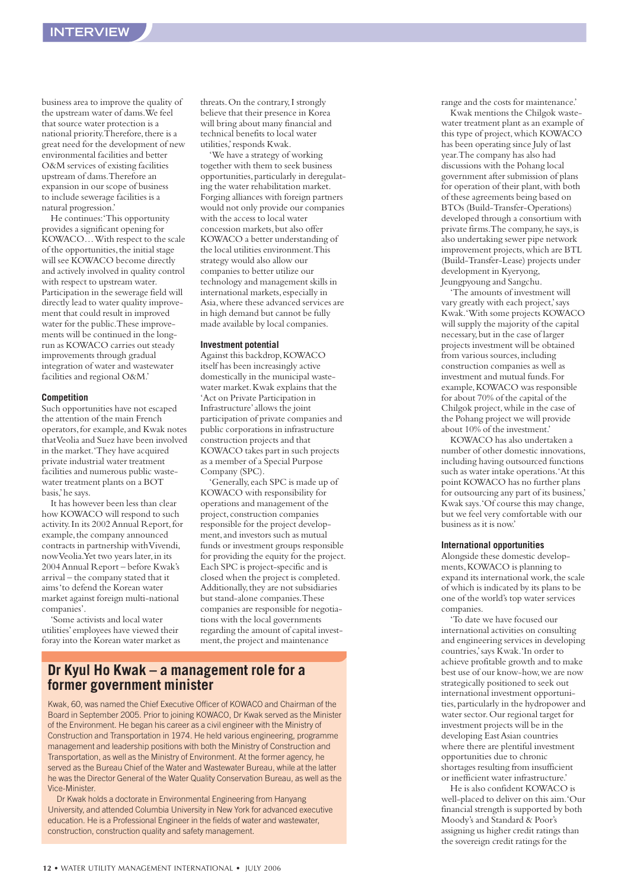business area to improve the quality of the upstream water of dams. We feel that source water protection is a national priority. Therefore, there is a great need for the development of new environmental facilities and better O&M services of existing facilities upstream of dams. Therefore an expansion in our scope of business to include sewerage facilities is a natural progression.'

He continues: 'This opportunity provides a significant opening for KOWACO… With respect to the scale of the opportunities, the initial stage will see KOWACO become directly and actively involved in quality control with respect to upstream water. Participation in the sewerage field will directly lead to water quality improvement that could result in improved water for the public. These improvements will be continued in the long-run as KOWACO carries out steady improvements through gradual integration of water and wastewater facilities and regional O&M.'

### Competition

Such opportunities have not escaped the attention of the main French operators, for example, and Kwak notes that Veolia and Suez have been involved in the market. 'They have acquired private industrial water treatment facilities and numerous public wastewater treatment plants on a BOT basis,' he says.

It has however been less than clear how KOWACO will respond to such activity. In its 2002 Annual Report, for example, the company announced contracts in partnership with Vivendi, now Veolia. Yet two years later, in its 2004 Annual Report – before Kwak's arrival – the company stated that it aims 'to defend the Korean water market against foreign multi-national companies'.

'Some activists and local water utilities' employees have viewed their foray into the Korean water market as threats. On the contrary, I strongly believe that their presence in Korea will bring about many financial and technical benefits to local water utilities,' responds Kwak.

'We have a strategy of working together with them to seek business opportunities, particularly in deregulating the water rehabilitation market. Forging alliances with foreign partners would not only provide our companies with the access to local water concession markets, but also offer KOWACO a better understanding of the local utilities environment. This strategy would also allow our companies to better utilize our technology and management skills in international markets, especially in Asia, where these advanced services are in high demand but cannot be fully made available by local companies.

### Investment potential

Against this backdrop, KOWACO itself has been increasingly active domestically in the municipal wastewater market. Kwak explains that the 'Act on Private Participation in Infrastructure' allows the joint participation of private companies and public corporations in infrastructure construction projects and that KOWACO takes part in such projects as a member of a Special Purpose Company (SPC).

'Generally, each SPC is made up of KOWACO with responsibility for operations and management of the project, construction companies responsible for the project development, and investors such as mutual funds or investment groups responsible for providing the equity for the project. Each SPC is project-specific and is closed when the project is completed. Additionally, they are not subsidiaries but stand-alone companies. These companies are responsible for negotiations with the local governments regarding the amount of capital investment, the project and maintenance range and the costs for maintenance.'

Kwak mentions the Chilgok wastewater treatment plant as an example of this type of project, which KOWACO has been operating since July of last year. The company has also had discussions with the Pohang local government after submission of plans for operation of their plant, with both of these agreements being based on BTOs (Build-Transfer-Operations) developed through a consortium with private firms. The company, he says, is also undertaking sewer pipe network improvement projects, which are BTL (Build-Transfer-Lease) projects under development in Kyeryong, Jeungpyoung and Sangchu.

'The amounts of investment will vary greatly with each project,' says Kwak. 'With some projects KOWACO will supply the majority of the capital necessary, but in the case of larger projects investment will be obtained from various sources, including construction companies as well as investment and mutual funds. For example, KOWACO was responsible for about 70% of the capital of the Chilgok project, while in the case of the Pohang project we will provide about 10% of the investment.'

KOWACO has also undertaken a number of other domestic innovations, including having outsourced functions such as water intake operations. 'At this point KOWACO has no further plans for outsourcing any part of its business,' Kwak says. 'Of course this may change, but we feel very comfortable with our business as it is now.'

### International opportunities

Alongside these domestic developments, KOWACO is planning to expand its international work, the scale of which is indicated by its plans to be one of the world's top water services companies.

'To date we have focused our international activities on consulting and engineering services in developing countries,' says Kwak. 'In order to achieve profitable growth and to make best use of our know-how, we are now strategically positioned to seek out international investment opportunities, particularly in the hydropower and water sector. Our regional target for investment projects will be in the developing East Asian countries where there are plentiful investment opportunities due to chronic shortages resulting from insufficient or inefficient water infrastructure.'

He is also confident KOWACO is well-placed to deliver on this aim. 'Our financial strength is supported by both Moody's and Standard & Poor's assigning us higher credit ratings than the sovereign credit ratings for the

## Dr Kyul Ho Kwak – a management role for a former government minister

Kwak, 60, was named the Chief Executive Officer of KOWACO and Chairman of the Board in September 2005. Prior to joining KOWACO, Dr Kwak served as the Minister of the Environment. He began his career as a civil engineer with the Ministry of Construction and Transportation in 1974. He held various engineering, programme management and leadership positions with both the Ministry of Construction and Transportation, as well as the Ministry of Environment. At the former agency, he served as the Bureau Chief of the Water and Wastewater Bureau, while at the latter he was the Director General of the Water Quality Conservation Bureau, as well as the Vice-Minister.

Dr Kwak holds a doctorate in Environmental Engineering from Hanyang University, and attended Columbia University in New York for advanced executive education. He is a Professional Engineer in the fields of water and wastewater, construction, construction quality and safety management.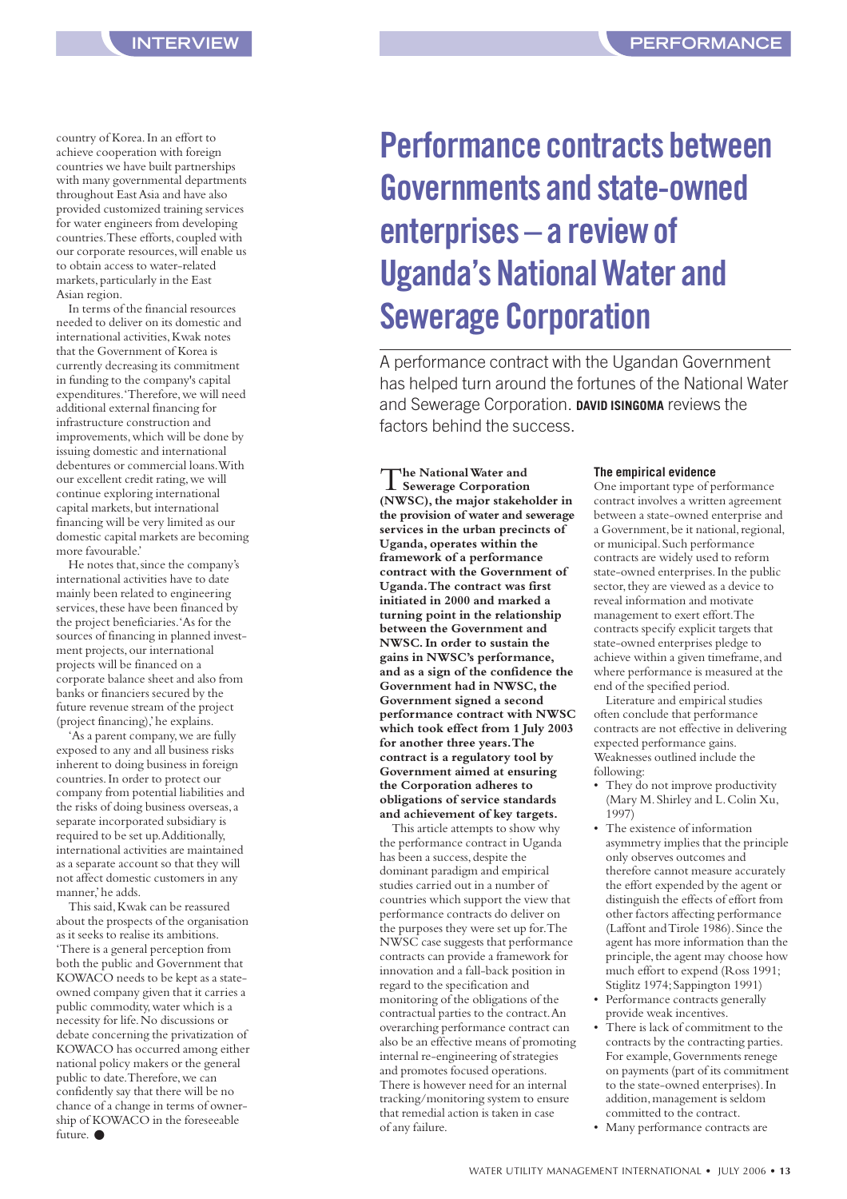country of Korea. In an effort to achieve cooperation with foreign countries we have built partnerships with many governmental departments throughout East Asia and have also provided customized training services for water engineers from developing countries. These efforts, coupled with our corporate resources, will enable us to obtain access to water-related markets, particularly in the East Asian region.

In terms of the financial resources needed to deliver on its domestic and international activities, Kwak notes that the Government of Korea is currently decreasing its commitment in funding to the company's capital expenditures. 'Therefore, we will need additional external financing for infrastructure construction and improvements, which will be done by issuing domestic and international debentures or commercial loans. With our excellent credit rating, we will continue exploring international capital markets, but international financing will be very limited as our domestic capital markets are becoming more favourable.'

He notes that, since the company's international activities have to date mainly been related to engineering services, these have been financed by the project beneficiaries. 'As for the sources of financing in planned investment projects, our international projects will be financed on a corporate balance sheet and also from banks or financiers secured by the future revenue stream of the project (project financing),' he explains.

'As a parent company, we are fully exposed to any and all business risks inherent to doing business in foreign countries. In order to protect our company from potential liabilities and the risks of doing business overseas, a separate incorporated subsidiary is required to be set up. Additionally, international activities are maintained as a separate account so that they will not affect domestic customers in any manner,' he adds.

This said, Kwak can be reassured about the prospects of the organisation as it seeks to realise its ambitions. 'There is a general perception from both the public and Government that KOWACO needs to be kept as a state-owned company given that it carries a public commodity, water which is a necessity for life. No discussions or debate concerning the privatization of KOWACO has occurred among either national policy makers or the general public to date. Therefore, we can confidently say that there will be no chance of a change in terms of ownership of KOWACO in the foreseeable future. ●

# Performance contracts between Governments and state-owned enterprises – a review of Uganda's National Water and Sewerage Corporation

A performance contract with the Ugandan Government has helped turn around the fortunes of the National Water and Sewerage Corporation. **DAVID ISINGOMA** reviews the factors behind the success.

**The National Water and Sewerage Corporation (NWSC), the major stakeholder in the provision of water and sewerage services in the urban precincts of Uganda, operates within the framework of a performance contract with the Government of Uganda. The contract was first initiated in 2000 and marked a turning point in the relationship between the Government and NWSC. In order to sustain the gains in NWSC's performance, and as a sign of the confidence the Government had in NWSC, the Government signed a second performance contract with NWSC which took effect from 1 July 2003 for another three years. The contract is a regulatory tool by Government aimed at ensuring the Corporation adheres to obligations of service standards and achievement of key targets.**

This article attempts to show why the performance contract in Uganda has been a success, despite the dominant paradigm and empirical studies carried out in a number of countries which support the view that performance contracts do deliver on the purposes they were set up for. The NWSC case suggests that performance contracts can provide a framework for innovation and a fall-back position in regard to the specification and monitoring of the obligations of the contractual parties to the contract. An overarching performance contract can also be an effective means of promoting internal re-engineering of strategies and promotes focused operations. There is however need for an internal tracking/monitoring system to ensure that remedial action is taken in case of any failure.

### The empirical evidence

One important type of performance contract involves a written agreement between a state-owned enterprise and a Government, be it national, regional, or municipal. Such performance contracts are widely used to reform state-owned enterprises. In the public sector, they are viewed as a device to reveal information and motivate management to exert effort. The contracts specify explicit targets that state-owned enterprises pledge to achieve within a given timeframe, and where performance is measured at the end of the specified period.

Literature and empirical studies often conclude that performance contracts are not effective in delivering expected performance gains. Weaknesses outlined include the following:

- They do not improve productivity (Mary M. Shirley and L. Colin Xu, 1997)
- The existence of information asymmetry implies that the principle only observes outcomes and therefore cannot measure accurately the effort expended by the agent or distinguish the effects of effort from other factors affecting performance (Laffont and Tirole 1986). Since the agent has more information than the principle, the agent may choose how much effort to expend (Ross 1991; Stiglitz 1974; Sappington 1991)
- Performance contracts generally provide weak incentives.
- There is lack of commitment to the contracts by the contracting parties. For example, Governments renege on payments (part of its commitment to the state-owned enterprises). In addition, management is seldom committed to the contract.
- Many performance contracts are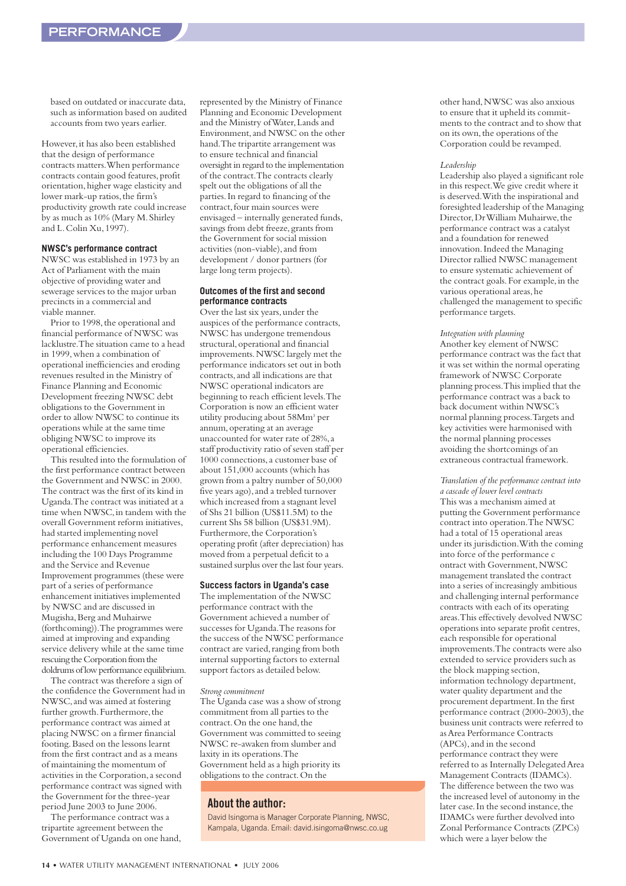based on outdated or inaccurate data, such as information based on audited accounts from two years earlier.

However, it has also been established that the design of performance contracts matters. When performance contracts contain good features, profit orientation, higher wage elasticity and lower mark-up ratios, the firm's productivity growth rate could increase by as much as 10% (Mary M. Shirley and L. Colin Xu, 1997).

## NWSC's performance contract

NWSC was established in 1973 by an Act of Parliament with the main objective of providing water and sewerage services to the major urban precincts in a commercial and viable manner.

Prior to 1998, the operational and financial performance of NWSC was lacklustre. The situation came to a head in 1999, when a combination of operational inefficiencies and eroding revenues resulted in the Ministry of Finance Planning and Economic Development NWSC debt obligations to the Government in order to allow NWSC to continue its operations while at the same time obliging NWSC to improve its operational efficiencies.

This resulted into the formulation of the first performance contract between the Government and NWSC in 2000. The contract was the first of its kind in Uganda. The contract was initiated at a time when NWSC, in tandem with the overall Government reform initiatives, had started implementing novel performance enhancement measures including the 100 Days Programme and the Service and Revenue Improvement programmes (these were part of a series of performance enhancement initiatives implemented by NWSC and are discussed in Mugisha, Berg and Muhairwe (forthcoming)). The programmes were aimed at improving and expanding service delivery while at the same time rescuing the Corporation from the doldrums of low performance equilibrium.

The contract was therefore a sign of the confidence the Government had in NWSC, and was aimed at fostering further growth. Furthermore, the performance contract was aimed at placing NWSC on a firmer financial footing. Based on the lessons learnt from the first contract and as a means of maintaining the momentum of activities in the Corporation, a second performance contract was signed with the Government for the three-year period June 2003 to June 2006.

The performance contract was a tripartite agreement between the Government of Uganda on one hand, represented by the Ministry of Finance Planning and Economic Development and the Ministry of Water, Lands and Environment, and NWSC on the other hand. The tripartite arrangement was to ensure technical and financial oversight in regard to the implementation of the contract. The contracts clearly spelt out the obligations of all the parties. In regard to financing of the contract, four main sources were envisaged – internally generated funds, savings from debt freeze, grants from the Government for social mission activities (non-viable), and from development / donor partners (for large long term projects).

## Outcomes of the first and second performance contracts

Over the last six years, under the auspices of the performance contracts, NWSC has undergone tremendous structural, operational and financial improvements. NWSC largely met the performance indicators set out in both contracts, and all indications are that NWSC operational indicators are beginning to reach efficient levels. The Corporation is now an efficient water utility producing about 58Mm$^3$ per annum, operating at an average unaccounted for water rate of 28%, a staff productivity ratio of seven staff per 1000 connections, a customer base of about 151,000 accounts (which has grown from a paltry number of 50,000 five years ago), and a trebled turnover which increased from a stagnant level of Shs 21 billion (US$11.5M) to the current Shs 58 billion (US$31.9M). Furthermore, the Corporation's operating profit (after depreciation) has moved from a perpetual deficit to a sustained surplus over the last four years.

## Success factors in Uganda's case

The implementation of the NWSC performance contract with the Government achieved a number of successes for Uganda. The reasons for the success of the NWSC performance contract are varied, ranging from both internal supporting factors to external support factors as detailed below.

*Strong commitment*

The Uganda case was a show of strong commitment from all parties to the contract. On the one hand, the Government was committed to seeing NWSC re-awaken from slumber and laxity in its operations. The Government held as a high priority its obligations to the contract. On the other hand, NWSC was also anxious to ensure that it upheld its commitments to the contract and to show that on its own, the operations of the Corporation could be revamped.

*Leadership*

Leadership also played a significant role in this respect. We give credit where it is deserved. With the inspirational and foresighted leadership of the Managing Director, Dr William Muhairwe, the performance contract was a catalyst and a foundation for renewed innovation. Indeed the Managing Director rallied NWSC management to ensure systematic achievement of the contract goals. For example, in the various operational areas, he challenged the management to specific performance targets.

*Integration with planning*

Another key element of NWSC performance contract was the fact that it was set within the normal operating framework of NWSC Corporate planning process. This implied that the performance contract was a back to back document within NWSC's normal planning process. Targets and key activities were harmonised with the normal planning processes avoiding the shortcomings of an extraneous contractual framework.

*Translation of the performance contract into a cascade of lower level contracts*

This was a mechanism aimed at putting the Government performance contract into operation. The NWSC had a total of 15 operational areas under its jurisdiction. With the coming into force of the performance c ontract with Government, NWSC management translated the contract into a series of increasingly ambitious and challenging internal performance contracts with each of its operating areas. This effectively devolved NWSC operations into separate profit centres, each responsible for operational improvements. The contracts were also extended to service providers such as the block mapping section, information technology department, water quality department and the procurement department. In the first performance contract (2000-2003), the business unit contracts were referred to as Area Performance Contracts (APCs), and in the second performance contract they were referred to as Internally Delegated Area Management Contracts (IDAMCs). The difference between the two was the increased level of autonomy in the later case. In the second instance, the IDAMCs were further devolved into Zonal Performance Contracts (ZPCs) which were a layer below the

## About the author:

David Isingoma is Manager Corporate Planning, NWSC, Kampala, Uganda. Email: david.isingoma@nwsc.co.ug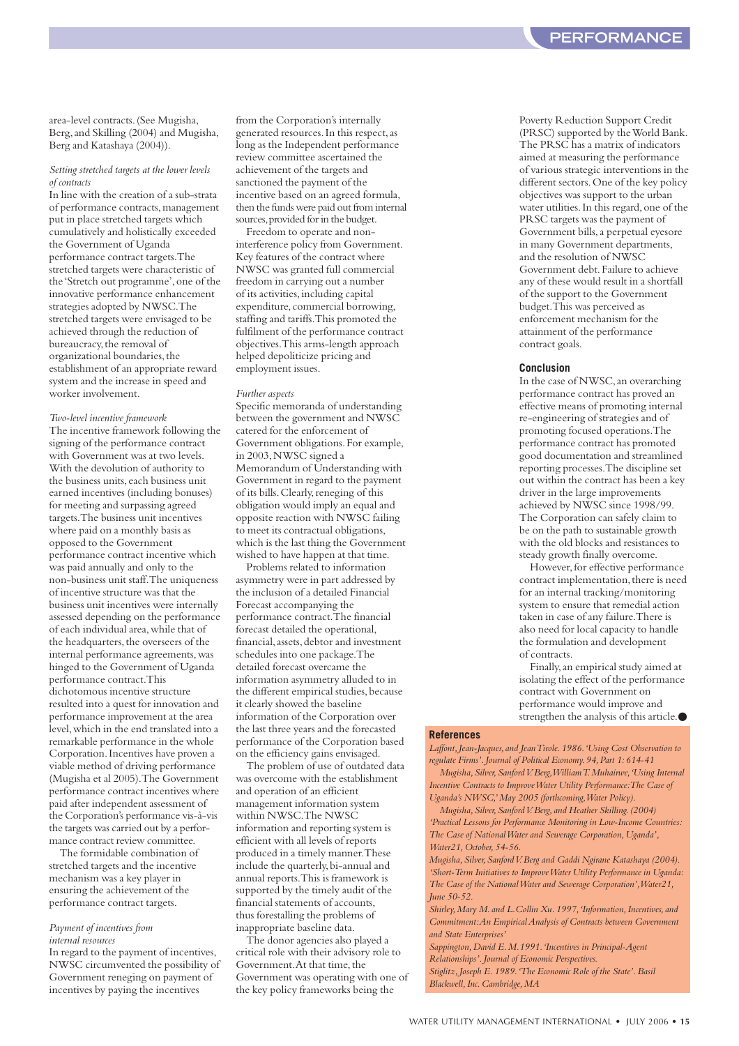area-level contracts. (See Mugisha, Berg, and Skilling (2004) and Mugisha, Berg and Katashaya (2004)).

*Setting stretched targets at the lower levels of contracts*

In line with the creation of a sub-strata of performance contracts, management put in place stretched targets which cumulatively and holistically exceeded the Government of Uganda performance contract targets. The stretched targets were characteristic of the 'Stretch out programme', one of the innovative performance enhancement strategies adopted by NWSC. The stretched targets were envisaged to be achieved through the reduction of bureaucracy, the removal of organizational boundaries, the establishment of an appropriate reward system and the increase in speed and worker involvement.

*Two-level incentive framework*

The incentive framework following the signing of the performance contract with Government was at two levels. With the devolution of authority to the business units, each business unit earned incentives (including bonuses) for meeting and surpassing agreed targets. The business unit incentives where paid on a monthly basis as opposed to the Government performance contract incentive which was paid annually and only to the non-business unit staff. The uniqueness of incentive structure was that the business unit incentives were internally assessed depending on the performance of each individual area, while that of the headquarters, the overseers of the internal performance agreements, was hinged to the Government of Uganda performance contract. This dichotomous incentive structure resulted into a quest for innovation and performance improvement at the area level, which in the end translated into a remarkable performance in the whole Corporation. Incentives have proven a viable method of driving performance (Mugisha et al 2005). The Government performance contract incentives where paid after independent assessment of the Corporation's performance vis-à-vis the targets was carried out by a performance contract review committee.

The formidable combination of stretched targets and the incentive mechanism was a key player in ensuring the achievement of the performance contract targets.

*Payment of incentives from internal resources*

In regard to the payment of incentives, NWSC circumvented the possibility of Government reneging on payment of incentives by paying the incentives from the Corporation's internally generated resources. In this respect, as long as the Independent performance review committee ascertained the achievement of the targets and sanctioned the payment of the incentive based on an agreed formula, then the funds were paid out from internal sources, provided for in the budget.

Freedom to operate and non-interference policy from Government. Key features of the contract where NWSC was granted full commercial freedom in carrying out a number of its activities, including capital expenditure, commercial borrowing, staffing and tariffs. This promoted the fulfilment of the performance contract objectives. This arms-length approach helped depoliticize pricing and employment issues.

*Further aspects*

Specific memoranda of understanding between the government and NWSC catered for the enforcement of Government obligations. For example, in 2003, NWSC signed a Memorandum of Understanding with Government in regard to the payment of its bills. Clearly, reneging of this obligation would imply an equal and opposite reaction with NWSC failing to meet its contractual obligations, which is the last thing the Government wished to have happen at that time.

Problems related to information asymmetry were in part addressed by the inclusion of a detailed Financial Forecast accompanying the performance contract. The financial forecast detailed the operational, financial, assets, debtor and investment schedules into one package. The detailed forecast overcame the information asymmetry alluded to in the different empirical studies, because it clearly showed the baseline information of the Corporation over the last three years and the forecasted performance of the Corporation based on the efficiency gains envisaged.

The problem of use of outdated data was overcome with the establishment and operation of an efficient management information system within NWSC. The NWSC information and reporting system is efficient with all levels of reports produced in a timely manner. These include the quarterly, bi-annual and annual reports. This is framework is supported by the timely audit of the financial statements of accounts, thus forestalling the problems of inappropriate baseline data.

The donor agencies also played a critical role with their advisory role to Government. At that time, the Government was operating with one of the key policy frameworks being the Poverty Reduction Support Credit (PRSC) supported by the World Bank. The PRSC has a matrix of indicators aimed at measuring the performance of various strategic interventions in the different sectors. One of the key policy objectives was support to the urban water utilities. In this regard, one of the PRSC targets was the payment of Government bills, a perpetual eyesore in many Government departments, and the resolution of NWSC Government debt. Failure to achieve any of these would result in a shortfall of the support to the Government budget. This was perceived as enforcement mechanism for the attainment of the performance contract goals.

## Conclusion

In the case of NWSC, an overarching performance contract has proved an effective means of promoting internal re-engineering of strategies and of promoting focused operations. The performance contract has promoted good documentation and streamlined reporting processes. The discipline set out within the contract has been a key driver in the large improvements achieved by NWSC since 1998/99. The Corporation can safely claim to be on the path to sustainable growth with the old blocks and resistances to steady growth finally overcome.

However, for effective performance contract implementation, there is need for an internal tracking/monitoring system to ensure that remedial action taken in case of any failure. There is also need for local capacity to handle the formulation and development of contracts.

Finally, an empirical study aimed at isolating the effect of the performance contract with Government on performance would improve and strengthen the analysis of this article. ●

## References

*Laffont, Jean-Jacques, and Jean Tirole. 1986. 'Using Cost Observation to regulate Firms'. Journal of Political Economy. 94, Part 1: 614-41*

*Mugisha, Silver, Sanford V. Berg, William T. Muhairwe, 'Using Internal Incentive Contracts to Improve Water Utility Performance: The Case of Uganda's NWSC,' May 2005 (forthcoming, Water Policy).*

*Mugisha, Silver, Sanford V. Berg, and Heather Skilling. (2004) 'Practical Lessons for Performance Monitoring in Low-Income Countries: The Case of National Water and Sewerage Corporation, Uganda', Water21, October, 54-56.*

*Mugisha, Silver, Sanford V. Berg and Gaddi Ngirane Katashaya (2004). 'Short-Term Initiatives to Improve Water Utility Performance in Uganda: The Case of the National Water and Sewerage Corporation', Water21, June 50-52.*

*Shirley, Mary M. and L. Collin Xu. 1997, 'Information, Incentives, and Commitment: An Empirical Analysis of Contracts between Government and State Enterprises'*

*Sappington, David E. M. 1991. 'Incentives in Principal-Agent Relationships'. Journal of Economic Perspectives.*

*Stiglitz, Joseph E. 1989. 'The Economic Role of the State'. Basil Blackwell, Inc. Cambridge, MA*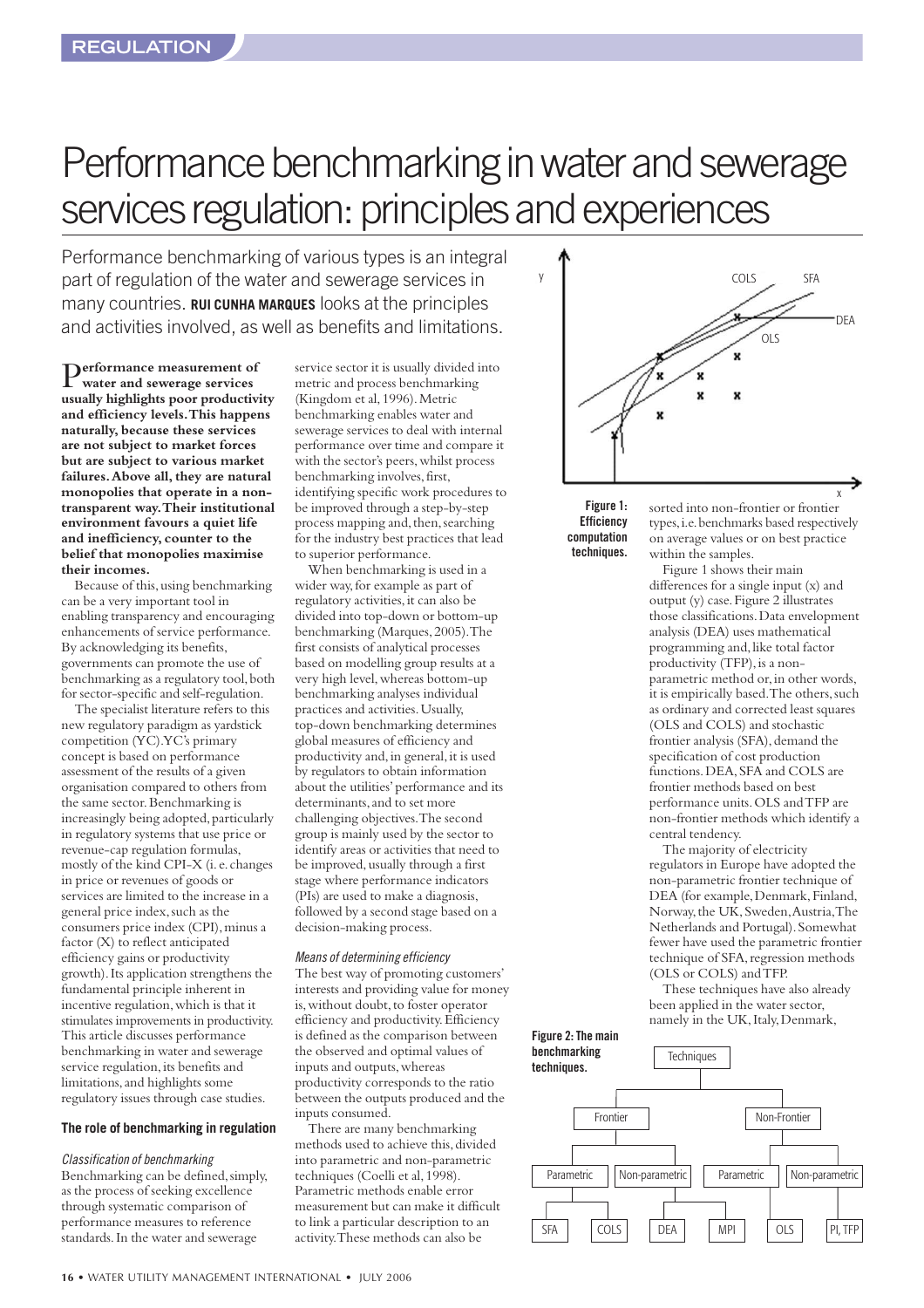# Performance benchmarking in water and sewerage services regulation: principles and experiences

Performance benchmarking of various types is an integral part of regulation of the water and sewerage services in many countries. **RUI CUNHA MARQUES** looks at the principles and activities involved, as well as benefits and limitations.

**Performance measurement of water and sewerage services usually highlights poor productivity and efficiency levels. This happens naturally, because these services are not subject to market forces but are subject to various market failures. Above all, they are natural monopolies that operate in a non-transparent way. Their institutional environment favours a quiet life and inefficiency, counter to the belief that monopolies maximise their incomes.**

Because of this, using benchmarking can be a very important tool in enabling transparency and encouraging enhancements of service performance. By acknowledging its benefits, governments can promote the use of benchmarking as a regulatory tool, both for sector-specific and self-regulation.

The specialist literature refers to this new regulatory paradigm as yardstick competition (YC). YC's primary concept is based on performance assessment of the results of a given organisation compared to others from the same sector. Benchmarking is increasingly being adopted, particularly in regulatory systems that use price or revenue-cap regulation formulas, mostly of the kind CPI–X (i. e. changes in price or revenues of goods or services are limited to the increase in a general price index, such as the consumers price index (CPI), minus a factor (X) to reflect anticipated efficiency gains or productivity growth). Its application strengthens the fundamental principle inherent in incentive regulation, which is that it stimulates improvements in productivity. This article discusses performance benchmarking in water and sewerage service regulation, its benefits and limitations, and highlights some regulatory issues through case studies.

## The role of benchmarking in regulation

*Classification of benchmarking*

Benchmarking can be defined, simply, as the process of seeking excellence through systematic comparison of performance measures to reference standards. In the water and sewerage service sector it is usually divided into metric and process benchmarking (Kingdom et al, 1996). Metric benchmarking enables water and sewerage services to deal with internal performance over time and compare it with the sector's peers, whilst process benchmarking involves, first, identifying specific work procedures to be improved through a step-by-step process mapping and, then, searching for the industry best practices that lead to superior performance.

When benchmarking is used in a wider way, for example as part of regulatory activities, it can also be divided into top-down or bottom-up benchmarking (Marques, 2005). The first consists of analytical processes based on modelling group results at a very high level, whereas bottom-up benchmarking analyses individual practices and activities. Usually, top-down benchmarking determines global measures of efficiency and productivity and, in general, it is used by regulators to obtain information about the utilities' performance and its determinants, and to set more challenging objectives. The second group is mainly used by the sector to identify areas or activities that need to be improved, usually through a first stage where performance indicators (PIs) are used to make a diagnosis, followed by a second stage based on a decision-making process.

*Means of determining efficiency*

The best way of promoting customers' interests and providing value for money is, without doubt, to foster operator efficiency and productivity. Efficiency is defined as the comparison between the observed and optimal values of inputs and outputs, whereas productivity corresponds to the ratio between the outputs produced and the inputs consumed.

There are many benchmarking methods used to achieve this, divided into parametric and non-parametric techniques (Coelli et al, 1998). Parametric methods enable error measurement but can make it difficult to link a particular description to an activity. These methods can also be sorted into non-frontier or frontier types, i.e. benchmarks based respectively on average values or on best practice within the samples.

Figure 1: Efficiency computation techniques.

Figure 1 shows their main differences for a single input (x) and output (y) case. Figure 2 illustrates those classifications. Data envelopment analysis (DEA) uses mathematical programming and, like total factor productivity (TFP), is a non-parametric method or, in other words, it is empirically based. The others, such as ordinary and corrected least squares (OLS and COLS) and stochastic frontier analysis (SFA), demand the specification of cost production functions. DEA, SFA and COLS are frontier methods based on best performance units. OLS and TFP are non-frontier methods which identify a central tendency.

The majority of electricity regulators in Europe have adopted the non-parametric frontier technique of DEA (for example, Denmark, Finland, Norway, the UK, Sweden, Austria, The Netherlands and Portugal). Somewhat fewer have used the parametric frontier technique of SFA, regression methods (OLS or COLS) and TFP.

These techniques have also already been applied in the water sector, namely in the UK, Italy, Denmark,

Figure 2: The main benchmarking techniques.

- Techniques
  - Frontier
    - Parametric: SFA, COLS
    - Non-parametric: DEA
  - Non-Frontier
    - Parametric: MPI, OLS
    - Non-parametric: PI, TFP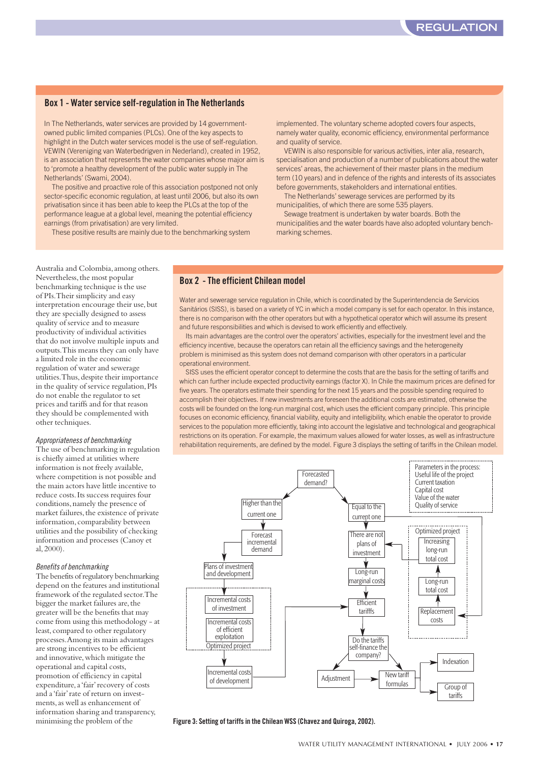## Box 1 - Water service self-regulation in The Netherlands

In The Netherlands, water services are provided by 14 government-owned public limited companies (PLCs). One of the key aspects to highlight in the Dutch water services model is the use of self-regulation. VEWIN (Vereniging van Waterbedrigven in Nederland), created in 1952, is an association that represents the water companies whose major aim is to 'promote a healthy development of the public water supply in The Netherlands' (Swami, 2004).

The positive and proactive role of this association postponed not only sector-specific economic regulation, at least until 2006, but also its own privatisation since it has been able to keep the PLCs at the top of the performance league at a global level, meaning the potential efficiency earnings (from privatisation) are very limited.

These positive results are mainly due to the benchmarking system implemented. The voluntary scheme adopted covers four aspects, namely water quality, economic efficiency, environmental performance and quality of service.

VEWIN is also responsible for various activities, inter alia, research, specialisation and production of a number of publications about the water services' areas, the achievement of their master plans in the medium term (10 years) and in defence of the rights and interests of its associates before governments, stakeholders and international entities.

The Netherlands' sewerage services are performed by its municipalities, of which there are some 535 players.

Sewage treatment is undertaken by water boards. Both the municipalities and the water boards have also adopted voluntary benchmarking schemes.

Australia and Colombia, among others. Nevertheless, the most popular benchmarking technique is the use of PIs. Their simplicity and easy interpretation encourage their use, but they are specially designed to assess quality of service and to measure productivity of individual activities that do not involve multiple inputs and outputs. This means they can only have a limited role in the economic regulation of water and sewerage utilities. Thus, despite their importance in the quality of service regulation, PIs do not enable the regulator to set prices and tariffs and for that reason they should be complemented with other techniques.

### *Appropriateness of benchmarking*

The use of benchmarking in regulation is chiefly aimed at utilities where information is not freely available, where competition is not possible and the main actors have little incentive to reduce costs. Its success requires four conditions, namely the presence of market failures, the existence of private information, comparability between utilities and the possibility of checking information and processes (Canoy et al, 2000).

### *Benefits of benchmarking*

The benefits of regulatory benchmarking depend on the features and institutional framework of the regulated sector. The bigger the market failures are, the greater will be the benefits that may come from using this methodology - at least, compared to other regulatory processes. Among its main advantages are strong incentives to be efficient and innovative, which mitigate the operational and capital costs, promotion of efficiency in capital expenditure, a 'fair' recovery of costs and a 'fair' rate of return on investments, as well as enhancement of information sharing and transparency, minimising the problem of the

## Box 2 - The efficient Chilean model

Water and sewerage service regulation in Chile, which is coordinated by the Superintendencia de Servicios Sanitários (SISS), is based on a variety of YC in which a model company is set for each operator. In this instance, there is no comparison with the other operators but with a hypothetical operator which will assume its present and future responsibilities and which is devised to work efficiently and effectively.

Its main advantages are the control over the operators' activities, especially for the investment level and the efficiency incentive, because the operators can retain all the efficiency savings and the heterogeneity problem is minimised as this system does not demand comparison with other operators in a particular operational environment.

SISS uses the efficient operator concept to determine the costs that are the basis for the setting of tariffs and which can further include expected productivity earnings (factor X). In Chile the maximum prices are defined for five years. The operators estimate their spending for the next 15 years and the possible spending required to accomplish their objectives. If new investments are foreseen the additional costs are estimated, otherwise the costs will be founded on the long-run marginal cost, which uses the efficient company principle. This principle focuses on economic efficiency, financial viability, equity and intelligibility, which enable the operator to provide services to the population more efficiently, taking into account the legislative and technological and geographical restrictions on its operation. For example, the maximum values allowed for water losses, as well as infrastructure rehabilitation requirements, are defined by the model. Figure 3 displays the setting of tariffs in the Chilean model.

**Figure 3: Setting of tariffs in the Chilean WSS (Chavez and Quiroga, 2002).**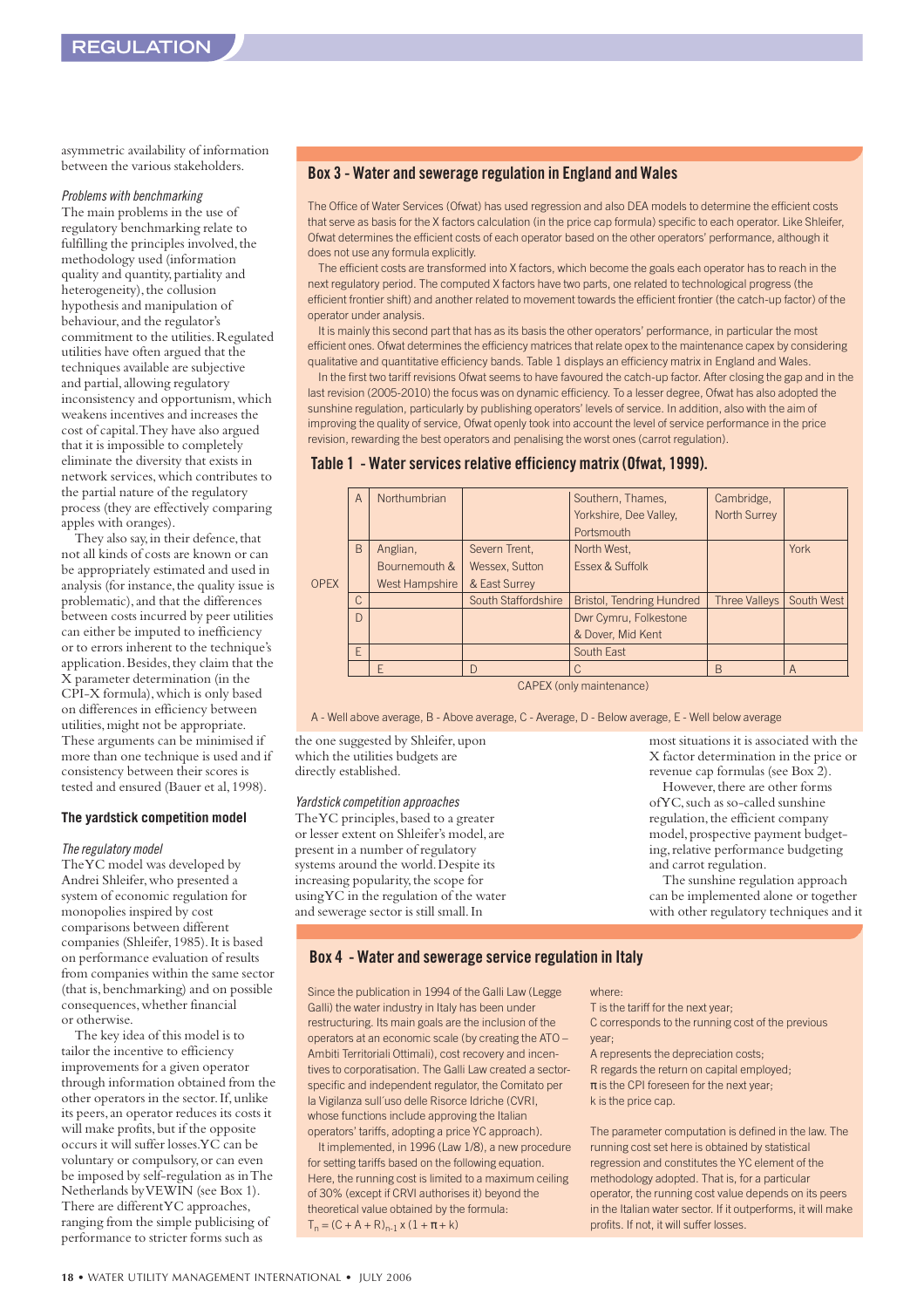asymmetric availability of information between the various stakeholders.

*Problems with benchmarking*

The main problems in the use of regulatory benchmarking relate to fulfilling the principles involved, the methodology used (information quality and quantity, partiality and heterogeneity), the collusion hypothesis and manipulation of behaviour, and the regulator's commitment to the utilities. Regulated utilities have often argued that the techniques available are subjective and partial, allowing regulatory inconsistency and opportunism, which weakens incentives and increases the cost of capital. They have also argued that it is impossible to completely eliminate the diversity that exists in network services, which contributes to the partial nature of the regulatory process (they are effectively comparing apples with oranges).

They also say, in their defence, that not all kinds of costs are known or can be appropriately estimated and used in analysis (for instance, the quality issue is problematic), and that the differences between costs incurred by peer utilities can either be imputed to inefficiency or to errors inherent to the technique's application. Besides, they claim that the X parameter determination (in the CPI-X formula), which is only based on differences in efficiency between utilities, might not be appropriate. These arguments can be minimised if more than one technique is used and if consistency between their scores is tested and ensured (Bauer et al, 1998).

### The yardstick competition model

*The regulatory model*

The YC model was developed by Andrei Shleifer, who presented a system of economic regulation for monopolies inspired by cost comparisons between different companies (Shleifer, 1985). It is based on performance evaluation of results from companies within the same sector (that is, benchmarking) and on possible consequences, whether financial or otherwise.

The key idea of this model is to tailor the incentive to efficiency improvements for a given operator through information obtained from the other operators in the sector. If, unlike its peers, an operator reduces its costs it will make profits, but if the opposite occurs it will suffer losses. YC can be voluntary or compulsory, or can even be imposed by self-regulation as in The Netherlands by VEWIN (see Box 1). There are different YC approaches, ranging from the simple publicising of performance to stricter forms such as the one suggested by Shleifer, upon which the utilities budgets are directly established.

*Yardstick competition approaches*

The YC principles, based to a greater or lesser extent on Shleifer's model, are present in a number of regulatory systems around the world. Despite its increasing popularity, the scope for using YC in the regulation of the water and sewerage sector is still small. In most situations it is associated with the X factor determination in the price or revenue cap formulas (see Box 2).

However, there are other forms of YC, such as so-called sunshine regulation, the efficient company model, prospective payment budgeting, relative performance budgeting and carrot regulation.

The sunshine regulation approach can be implemented alone or together with other regulatory techniques and it

## Box 3 - Water and sewerage regulation in England and Wales

The Office of Water Services (Ofwat) has used regression and also DEA models to determine the efficient costs that serve as basis for the X factors calculation (in the price cap formula) specific to each operator. Like Shleifer, Ofwat determines the efficient costs of each operator based on the other operators' performance, although it does not use any formula explicitly.

The efficient costs are transformed into X factors, which become the goals each operator has to reach in the next regulatory period. The computed X factors have two parts, one related to technological progress (the efficient frontier shift) and another related to movement towards the efficient frontier (the catch-up factor) of the operator under analysis.

It is mainly this second part that has as its basis the other operators' performance, in particular the most efficient ones. Ofwat determines the efficiency matrices that relate opex to the maintenance capex by considering qualitative and quantitative efficiency bands. Table 1 displays an efficiency matrix in England and Wales.

In the first two tariff revisions Ofwat seems to have favoured the catch-up factor. After closing the gap and in the last revision (2005-2010) the focus was on dynamic efficiency. To a lesser degree, Ofwat has also adopted the sunshine regulation, particularly by publishing operators' levels of service. In addition, also with the aim of improving the quality of service, Ofwat openly took into account the level of service performance in the price revision, rewarding the best operators and penalising the worst ones (carrot regulation).

### Table 1 - Water services relative efficiency matrix (Ofwat, 1999).

| | | | | | | |
|---|---|---|---|---|---|---|
| OPEX | A | Northumbrian | | Southern, Thames, Yorkshire, Dee Valley, Portsmouth | Cambridge, North Surrey | |
| | B | Anglian, Bournemouth & West Hampshire | Severn Trent, Wessex, Sutton & East Surrey | North West, Essex & Suffolk | | York |
| | C | | South Staffordshire | Bristol, Tendring Hundred | Three Valleys | South West |
| | D | | | Dwr Cymru, Folkestone & Dover, Mid Kent | | |
| | E | | | South East | | |
| | | E | D | C | B | A |
| | | CAPEX (only maintenance) | | | | |

A - Well above average, B - Above average, C - Average, D - Below average, E - Well below average

## Box 4 - Water and sewerage service regulation in Italy

Since the publication in 1994 of the Galli Law (Legge Galli) the water industry in Italy has been under restructuring. Its main goals are the inclusion of the operators at an economic scale (by creating the ATO – Ambiti Territoriali Ottimali), cost recovery and incentives to corporatisation. The Galli Law created a sector-specific and independent regulator, the Comitato per la Vigilanza sull'uso delle Risorce Idriche (CVRI, whose functions include approving the Italian operators' tariffs, adopting a price YC approach).

It implemented, in 1996 (Law 1/8), a new procedure for setting tariffs based on the following equation. Here, the running cost is limited to a maximum ceiling of 30% (except if CRVI authorises it) beyond the theoretical value obtained by the formula:

$$T_n = (C + A + R)_{n-1} \times (1 + \pi + k)$$

where:

$T$ is the tariff for the next year;
$C$ corresponds to the running cost of the previous year;
$A$ represents the depreciation costs;
$R$ regards the return on capital employed;
$\pi$ is the CPI foreseen for the next year;
$k$ is the price cap.

The parameter computation is defined in the law. The running cost set here is obtained by statistical regression and constitutes the YC element of the methodology adopted. That is, for a particular operator, the running cost value depends on its peers in the Italian water sector. If it outperforms, it will make profits. If not, it will suffer losses.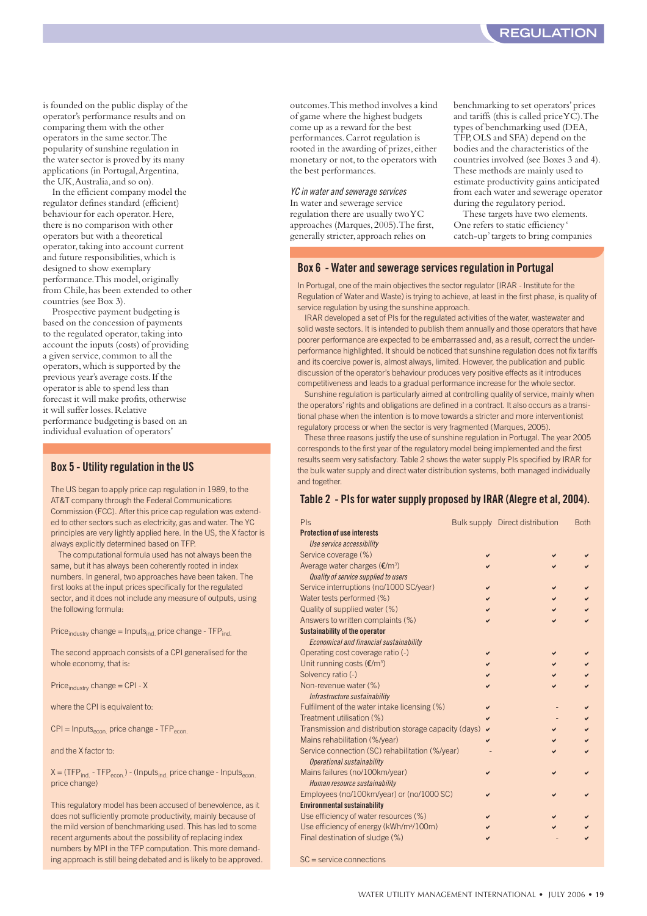is founded on the public display of the operator's performance results and on comparing them with the other operators in the same sector. The popularity of sunshine regulation in the water sector is proved by its many applications (in Portugal, Argentina, the UK, Australia, and so on).

In the efficient company model the regulator defines standard (efficient) behaviour for each operator. Here, there is no comparison with other operators but with a theoretical operator, taking into account current and future responsibilities, which is designed to show exemplary performance. This model, originally from Chile, has been extended to other countries (see Box 3).

Prospective payment budgeting is based on the concession of payments to the regulated operator, taking into account the inputs (costs) of providing a given service, common to all the operators, which is supported by the previous year's average costs. If the operator is able to spend less than forecast it will make profits, otherwise it will suffer losses. Relative performance budgeting is based on an individual evaluation of operators' outcomes. This method involves a kind of game where the highest budgets come up as a reward for the best performances. Carrot regulation is rooted in the awarding of prizes, either monetary or not, to the operators with the best performances.

*YC in water and sewerage services*

In water and sewerage service regulation there are usually two YC approaches (Marques, 2005). The first, generally stricter, approach relies on benchmarking to set operators' prices and tariffs (this is called price YC). The types of benchmarking used (DEA, TFP, OLS and SFA) depend on the bodies and the characteristics of the countries involved (see Boxes 3 and 4). These methods are mainly used to estimate productivity gains anticipated from each water and sewerage operator during the regulatory period.

These targets have two elements. One refers to static efficiency 'catch-up' targets to bring companies

## Box 5 - Utility regulation in the US

The US began to apply price cap regulation in 1989, to the AT&T company through the Federal Communications Commission (FCC). After this price cap regulation was extended to other sectors such as electricity, gas and water. The YC principles are very lightly applied here. In the US, the X factor is always explicitly determined based on TFP.

The computational formula used has not always been the same, but it has always been coherently rooted in index numbers. In general, two approaches have been taken. The first looks at the input prices specifically for the regulated sector, and it does not include any measure of outputs, using the following formula:

$$\text{Price}_{\text{industry}} \text{ change} = \text{Inputs}_{\text{ind.}} \text{ price change} - \text{TFP}_{\text{ind.}}$$

The second approach consists of a CPI generalised for the whole economy, that is:

$$\text{Price}_{\text{industry}} \text{ change} = \text{CPI} - \text{X}$$

where the CPI is equivalent to:

$$\text{CPI} = \text{Inputs}_{\text{econ.}} \text{ price change} - \text{TFP}_{\text{econ.}}$$

and the X factor to:

$$\text{X} = (\text{TFP}_{\text{ind.}} - \text{TFP}_{\text{econ.}}) - (\text{Inputs}_{\text{ind.}} \text{ price change} - \text{Inputs}_{\text{econ.}} \text{ price change})$$

This regulatory model has been accused of benevolence, as it does not sufficiently promote productivity, mainly because of the mild version of benchmarking used. This has led to some recent arguments about the possibility of replacing index numbers by MPI in the TFP computation. This more demanding approach is still being debated and is likely to be approved.

## Box 6 - Water and sewerage services regulation in Portugal

In Portugal, one of the main objectives the sector regulator (IRAR - Institute for the Regulation of Water and Waste) is trying to achieve, at least in the first phase, is quality of service regulation by using the sunshine approach.

IRAR developed a set of PIs for the regulated activities of the water, wastewater and solid waste sectors. It is intended to publish them annually and those operators that have poorer performance are expected to be embarrassed and, as a result, correct the under-performance highlighted. It should be noticed that sunshine regulation does not fix tariffs and its coercive power is, almost always, limited. However, the publication and public discussion of the operator's behaviour produces very positive effects as it introduces competitiveness and leads to a gradual performance increase for the whole sector.

Sunshine regulation is particularly aimed at controlling quality of service, mainly when the operators' rights and obligations are defined in a contract. It also occurs as a transitional phase when the intention is to move towards a stricter and more interventionist regulatory process or when the sector is very fragmented (Marques, 2005).

These three reasons justify the use of sunshine regulation in Portugal. The year 2005 corresponds to the first year of the regulatory model being implemented and the first results seem very satisfactory. Table 2 shows the water supply PIs specified by IRAR for the bulk water supply and direct water distribution systems, both managed individually and together.

### Table 2 - PIs for water supply proposed by IRAR (Alegre et al, 2004).

| PIs | Bulk supply | Direct distribution | Both |
|---|---|---|---|
| **Protection of use interests** | | | |
| *Use service accessibility* | | | |
| Service coverage (%) | ✔ | ✔ | ✔ |
| Average water charges (€/m³) | ✔ | ✔ | ✔ |
| *Quality of service supplied to users* | | | |
| Service interruptions (no/1000 SC/year) | ✔ | ✔ | ✔ |
| Water tests performed (%) | ✔ | ✔ | ✔ |
| Quality of supplied water (%) | ✔ | ✔ | ✔ |
| Answers to written complaints (%) | ✔ | ✔ | ✔ |
| **Sustainability of the operator** | | | |
| *Economical and financial sustainability* | | | |
| Operating cost coverage ratio (-) | ✔ | ✔ | ✔ |
| Unit running costs (€/m³) | ✔ | ✔ | ✔ |
| Solvency ratio (-) | ✔ | ✔ | ✔ |
| Non-revenue water (%) | ✔ | ✔ | ✔ |
| *Infrastructure sustainability* | | | |
| Fulfilment of the water intake licensing (%) | ✔ | - | ✔ |
| Treatment utilisation (%) | ✔ | - | ✔ |
| Transmission and distribution storage capacity (days) | ✔ | ✔ | ✔ |
| Mains rehabilitation (%/year) | ✔ | ✔ | ✔ |
| Service connection (SC) rehabilitation (%/year) | - | ✔ | ✔ |
| *Operational sustainability* | | | |
| Mains failures (no/100km/year) | ✔ | ✔ | ✔ |
| *Human resource sustainability* | | | |
| Employees (no/100km/year) or (no/1000 SC) | ✔ | ✔ | ✔ |
| **Environmental sustainability** | | | |
| Use efficiency of water resources (%) | ✔ | ✔ | ✔ |
| Use efficiency of energy (kWh/m³/100m) | ✔ | ✔ | ✔ |
| Final destination of sludge (%) | ✔ | - | ✔ |

SC = service connections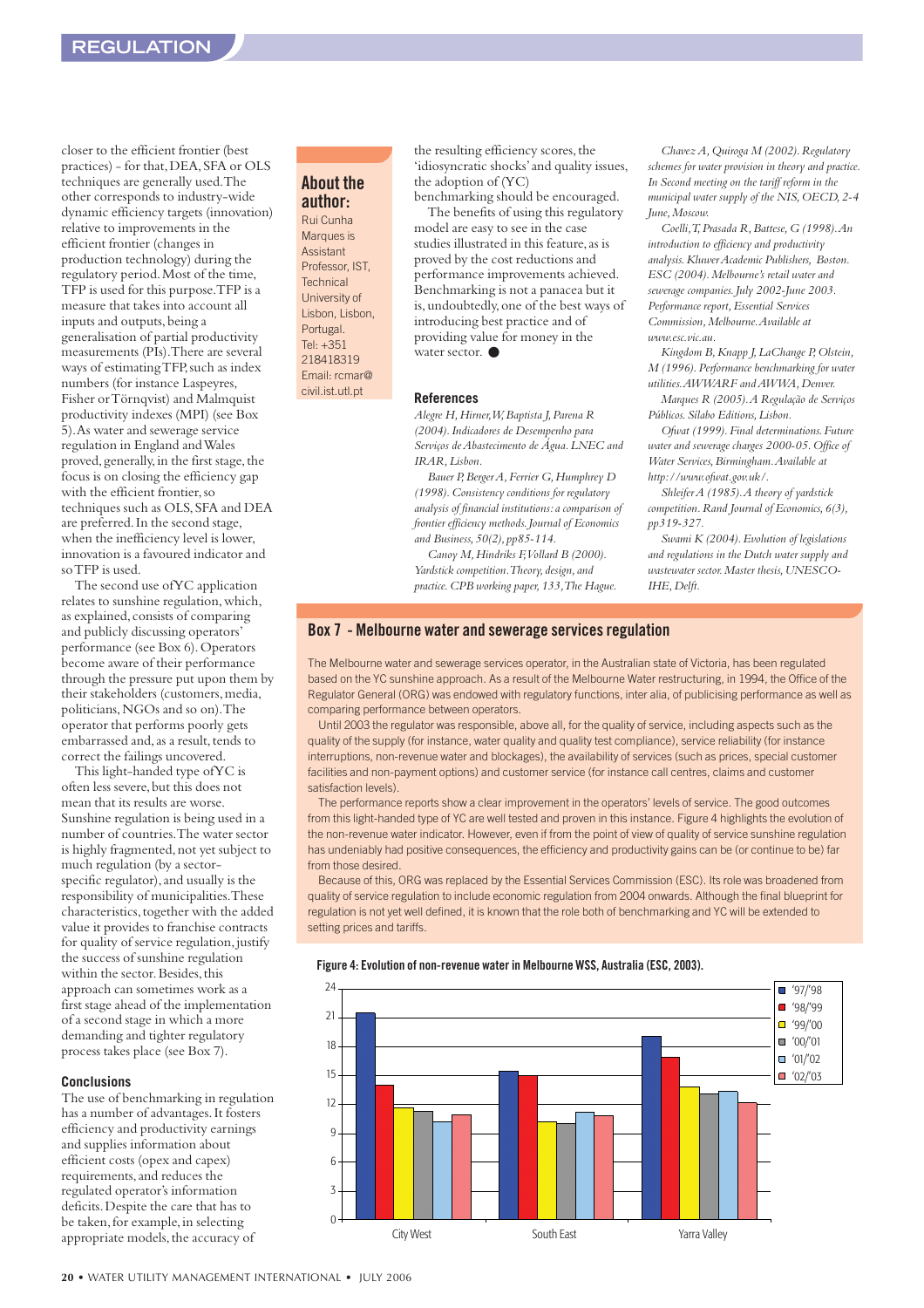closer to the efficient frontier (best practices) - for that, DEA, SFA or OLS techniques are generally used. The other corresponds to industry-wide dynamic efficiency targets (innovation) relative to improvements in the efficient frontier (changes in production technology) during the regulatory period. Most of the time, TFP is used for this purpose. TFP is a measure that takes into account all inputs and outputs, being a generalisation of partial productivity measurements (PIs). There are several ways of estimating TFP, such as index numbers (for instance Laspeyres, Fisher or Törnqvist) and Malmquist productivity indexes (MPI) (see Box 5). As water and sewerage service regulation in England and Wales proved, generally, in the first stage, the focus is on closing the efficiency gap with the efficient frontier, so techniques such as OLS, SFA and DEA are preferred. In the second stage, when the inefficiency level is lower, innovation is a favoured indicator and so TFP is used.

The second use of YC application relates to sunshine regulation, which, as explained, consists of comparing and publicly discussing operators' performance (see Box 6). Operators become aware of their performance through the pressure put upon them by their stakeholders (customers, media, politicians, NGOs and so on). The operator that performs poorly gets embarrassed and, as a result, tends to correct the failings uncovered.

This light-handed type of YC is often less severe, but this does not mean that its results are worse. Sunshine regulation is being used in a number of countries. The water sector is highly fragmented, not yet subject to much regulation (by a sector-specific regulator), and usually is the responsibility of municipalities. These characteristics, together with the added value it provides to franchise contracts for quality of service regulation, justify the success of sunshine regulation within the sector. Besides, this approach can sometimes work as a first stage ahead of the implementation of a second stage in which a more demanding and tighter regulatory process takes place (see Box 7).

## Conclusions

The use of benchmarking in regulation has a number of advantages. It fosters efficiency and productivity earnings and supplies information about efficient costs (opex and capex) requirements, and reduces the regulated operator's information deficits. Despite the care that has to be taken, for example, in selecting appropriate models, the accuracy of the resulting efficiency scores, the 'idiosyncratic shocks' and quality issues, the adoption of (YC) benchmarking should be encouraged.

The benefits of using this regulatory model are easy to see in the case studies illustrated in this feature, as is proved by the cost reductions and performance improvements achieved. Benchmarking is not a panacea but it is, undoubtedly, one of the best ways of introducing best practice and of providing value for money in the water sector. ●

## About the author:

Rui Cunha Marques is Assistant Professor, IST, Technical University of Lisbon, Lisbon, Portugal.
Tel: +351 218418319
Email: rcmar@civil.ist.utl.pt

## References

*Alegre H, Hirner, W, Baptista J, Parena R (2004). Indicadores de Desempenho para Serviços de Abastecimento de Água. LNEC and IRAR, Lisbon.*

*Bauer P, Berger A, Ferrier G, Humphrey D (1998). Consistency conditions for regulatory analysis of financial institutions: a comparison of frontier efficiency methods. Journal of Economics and Business, 50(2), pp85-114.*

*Canoy M, Hindriks F, Vollard B (2000). Yardstick competition. Theory, design, and practice. CPB working paper, 133, The Hague.*

*Chavez A, Quiroga M (2002). Regulatory schemes for water provision in theory and practice. In Second meeting on the tariff reform in the municipal water supply of the NIS, OECD, 2-4 June, Moscow.*

*Coelli, T, Prasada R, Battese, G (1998). An introduction to efficiency and productivity analysis. Kluwer Academic Publishers, Boston.*

*ESC (2004). Melbourne's retail water and sewerage companies. July 2002-June 2003. Performance report, Essential Services Commission, Melbourne. Available at www.esc.vic.au.*

*Kingdom B, Knapp J, LaChange P, Olstein, M (1996). Performance benchmarking for water utilities. AWWARF and AWWA, Denver.*

*Marques R (2005). A Regulação de Serviços Públicos. Sílabo Editions, Lisbon.*

*Ofwat (1999). Final determinations. Future water and sewerage charges 2000-05. Office of Water Services, Birmingham. Available at http://www.ofwat.gov.uk/.*

*Shleifer A (1985). A theory of yardstick competition. Rand Journal of Economics, 6(3), pp319-327.*

*Swami K (2004). Evolution of legislations and regulations in the Dutch water supply and wastewater sector. Master thesis, UNESCO-IHE, Delft.*

## Box 7 - Melbourne water and sewerage services regulation

The Melbourne water and sewerage services operator, in the Australian state of Victoria, has been regulated based on the YC sunshine approach. As a result of the Melbourne Water restructuring, in 1994, the Office of the Regulator General (ORG) was endowed with regulatory functions, inter alia, of publicising performance as well as comparing performance between operators.

Until 2003 the regulator was responsible, above all, for the quality of service, including aspects such as the quality of the supply (for instance, water quality and quality test compliance), service reliability (for instance interruptions, non-revenue water and blockages), the availability of services (such as prices, special customer facilities and non-payment options) and customer service (for instance call centres, claims and customer satisfaction levels).

The performance reports show a clear improvement in the operators' levels of service. The good outcomes from this light-handed type of YC are well tested and proven in this instance. Figure 4 highlights the evolution of the non-revenue water indicator. However, even if from the point of view of quality of service sunshine regulation has undeniably had positive consequences, the efficiency and productivity gains can be (or continue to be) far from those desired.

Because of this, ORG was replaced by the Essential Services Commission (ESC). Its role was broadened from quality of service regulation to include economic regulation from 2004 onwards. Although the final blueprint for regulation is not yet well defined, it is known that the role both of benchmarking and YC will be extended to setting prices and tariffs.

**Figure 4: Evolution of non-revenue water in Melbourne WSS, Australia (ESC, 2003).**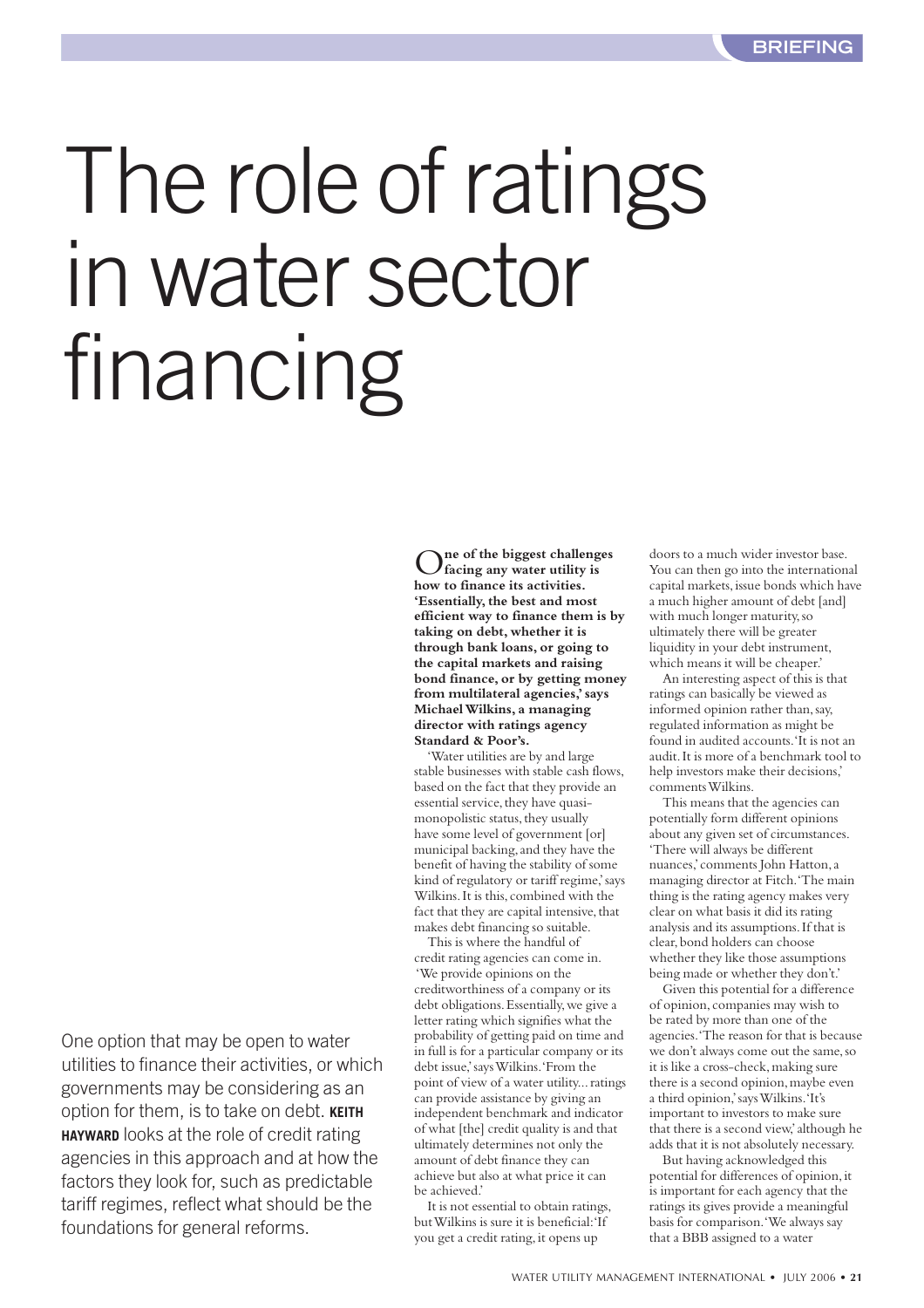# The role of ratings in water sector financing

One option that may be open to water utilities to finance their activities, or which governments may be considering as an option for them, is to take on debt. **KEITH HAYWARD** looks at the role of credit rating agencies in this approach and at how the factors they look for, such as predictable tariff regimes, reflect what should be the foundations for general reforms.

**One of the biggest challenges facing any water utility is how to finance its activities. 'Essentially, the best and most efficient way to finance them is by taking on debt, whether it is through bank loans, or going to the capital markets and raising bond finance, or by getting money from multilateral agencies,' says Michael Wilkins, a managing director with ratings agency Standard & Poor's.**

'Water utilities are by and large stable businesses with stable cash flows, based on the fact that they provide an essential service, they have quasi-monopolistic status, they usually have some level of government [or] municipal backing, and they have the benefit of having the stability of some kind of regulatory or tariff regime,' says Wilkins. It is this, combined with the fact that they are capital intensive, that makes debt financing so suitable.

This is where the handful of credit rating agencies can come in. 'We provide opinions on the creditworthiness of a company or its debt obligations. Essentially, we give a letter rating which signifies what the probability of getting paid on time and in full is for a particular company or its debt issue,' says Wilkins. 'From the point of view of a water utility... ratings can provide assistance by giving an independent benchmark and indicator of what [the] credit quality is and that ultimately determines not only the amount of debt finance they can achieve but also at what price it can be achieved.'

It is not essential to obtain ratings, but Wilkins is sure it is beneficial: 'If you get a credit rating, it opens up doors to a much wider investor base. You can then go into the international capital markets, issue bonds which have a much higher amount of debt [and] with much longer maturity, so ultimately there will be greater liquidity in your debt instrument, which means it will be cheaper.'

An interesting aspect of this is that ratings can basically be viewed as informed opinion rather than, say, regulated information as might be found in audited accounts. 'It is not an audit. It is more of a benchmark tool to help investors make their decisions,' comments Wilkins.

This means that the agencies can potentially form different opinions about any given set of circumstances. 'There will always be different nuances,' comments John Hatton, a managing director at Fitch. 'The main thing is the rating agency makes very clear on what basis it did its rating analysis and its assumptions. If that is clear, bond holders can choose whether they like those assumptions being made or whether they don't.'

Given this potential for a difference of opinion, companies may wish to be rated by more than one of the agencies. 'The reason for that is because we don't always come out the same, so it is like a cross-check, making sure there is a second opinion, maybe even a third opinion,' says Wilkins. 'It's important to investors to make sure that there is a second view,' although he adds that it is not absolutely necessary.

But having acknowledged this potential for differences of opinion, it is important for each agency that the ratings its gives provide a meaningful basis for comparison. 'We always say that a BBB assigned to a water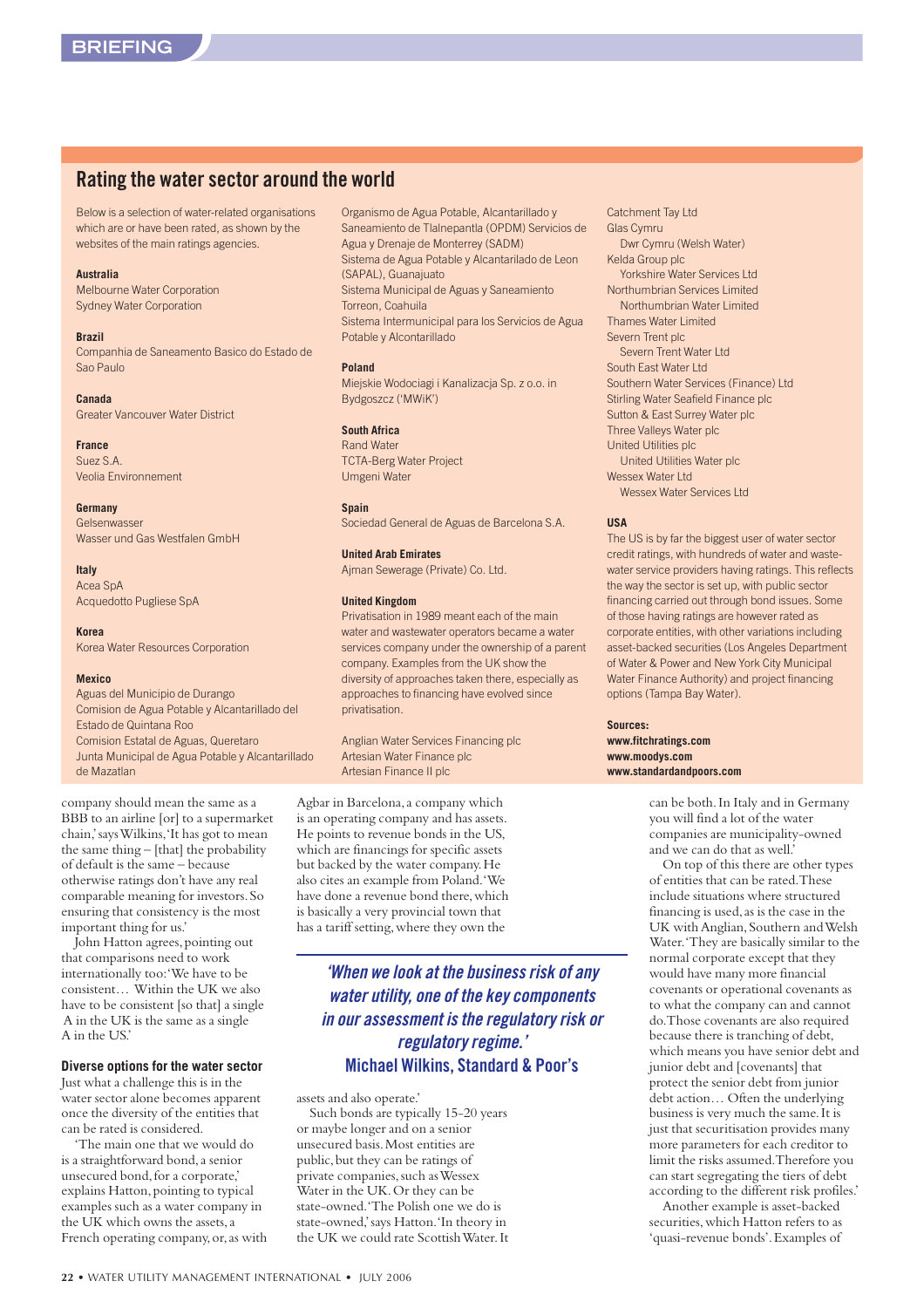## Rating the water sector around the world

Below is a selection of water-related organisations which are or have been rated, as shown by the websites of the main ratings agencies.

**Australia**
Melbourne Water Corporation
Sydney Water Corporation

**Brazil**
Companhia de Saneamento Basico do Estado de Sao Paulo

**Canada**
Greater Vancouver Water District

**France**
Suez S.A.
Veolia Environnement

**Germany**
Gelsenwasser
Wasser und Gas Westfalen GmbH

**Italy**
Acea SpA
Acquedotto Pugliese SpA

**Korea**
Korea Water Resources Corporation

**Mexico**
Aguas del Municipio de Durango
Comision de Agua Potable y Alcantarillado del Estado de Quintana Roo
Comision Estatal de Aguas, Queretaro
Junta Municipal de Agua Potable y Alcantarillado de Mazatlan
Organismo de Agua Potable, Alcantarillado y Saneamiento de Tlalnepantla (OPDM) Servicios de Agua y Drenaje de Monterrey (SADM)
Sistema de Agua Potable y Alcantarilado de Leon (SAPAL), Guanajuato
Sistema Municipal de Aguas y Saneamiento Torreon, Coahuila
Sistema Intermunicipal para los Servicios de Agua Potable y Alcontarillado

**Poland**
Miejskie Wodociagi i Kanalizacja Sp. z o.o. in Bydgoszcz ('MWiK')

**South Africa**
Rand Water
TCTA-Berg Water Project
Umgeni Water

**Spain**
Sociedad General de Aguas de Barcelona S.A.

**United Arab Emirates**
Ajman Sewerage (Private) Co. Ltd.

**United Kingdom**
Privatisation in 1989 meant each of the main water and wastewater operators became a water services company under the ownership of a parent company. Examples from the UK show the diversity of approaches taken there, especially as approaches to financing have evolved since privatisation.

Anglian Water Services Financing plc
Artesian Water Finance plc
Artesian Finance II plc
Catchment Tay Ltd
Glas Cymru
  Dwr Cymru (Welsh Water)
Kelda Group plc
  Yorkshire Water Services Ltd
Northumbrian Services Limited
  Northumbrian Water Limited
Thames Water Limited
Severn Trent plc
  Severn Trent Water Ltd
South East Water Ltd
Southern Water Services (Finance) Ltd
Stirling Water Seafield Finance plc
Sutton & East Surrey Water plc
Three Valleys Water plc
United Utilities plc
  United Utilities Water plc
Wessex Water Ltd
  Wessex Water Services Ltd

**USA**
The US is by far the biggest user of water sector credit ratings, with hundreds of water and wastewater service providers having ratings. This reflects the way the sector is set up, with public sector financing carried out through bond issues. Some of those having ratings are however rated as corporate entities, with other variations including asset-backed securities (Los Angeles Department of Water & Power and New York City Municipal Water Finance Authority) and project financing options (Tampa Bay Water).

**Sources:**
**www.fitchratings.com**
**www.moodys.com**
**www.standardandpoors.com**

company should mean the same as a BBB to an airline [or] to a supermarket chain,' says Wilkins, 'It has got to mean the same thing – [that] the probability of default is the same – because otherwise ratings don't have any real comparable meaning for investors. So ensuring that consistency is the most important thing for us.'

John Hatton agrees, pointing out that comparisons need to work internationally too: 'We have to be consistent… Within the UK we also have to be consistent [so that] a single A in the UK is the same as a single A in the US.'

### Diverse options for the water sector

Just what a challenge this is in the water sector alone becomes apparent once the diversity of the entities that can be rated is considered.

'The main one that we would do is a straightforward bond, a senior unsecured bond, for a corporate,' explains Hatton, pointing to typical examples such as a water company in the UK which owns the assets, a French operating company, or, as with Agbar in Barcelona, a company which is an operating company and has assets. He points to revenue bonds in the US, which are financings for specific assets but backed by the water company. He also cites an example from Poland. 'We have done a revenue bond there, which is basically a very provincial town that has a tariff setting, where they own the assets and also operate.'

> *'When we look at the business risk of any water utility, one of the key components in our assessment is the regulatory risk or regulatory regime.'*
> **Michael Wilkins, Standard & Poor's**

Such bonds are typically 15-20 years or maybe longer and on a senior or unsecured basis. Most entities are public, but they can be ratings of private companies, such as Wessex Water in the UK. Or they can be state-owned. 'The Polish one we do is state-owned,' says Hatton. 'In theory in the UK we could rate Scottish Water. It can be both. In Italy and in Germany you will find a lot of the water companies are municipality-owned and we can do that as well.'

On top of this there are other types of entities that can be rated. These include situations where structured financing is used, as is the case in the UK with Anglian, Southern and Welsh Water. 'They are basically similar to the normal corporate except that they would have many more financial covenants or operational covenants as to what the company can and cannot do. Those covenants are also required because there is tranching of debt, which means you have senior debt and junior debt and [covenants] that protect the senior debt from junior debt action… Often the underlying business is very much the same. It is just that securitisation provides many more parameters for each creditor to limit the risks assumed. Therefore you can start segregating the tiers of debt according to the different risk profiles.'

Another example is asset-backed securities, which Hatton refers to as 'quasi-revenue bonds'. Examples of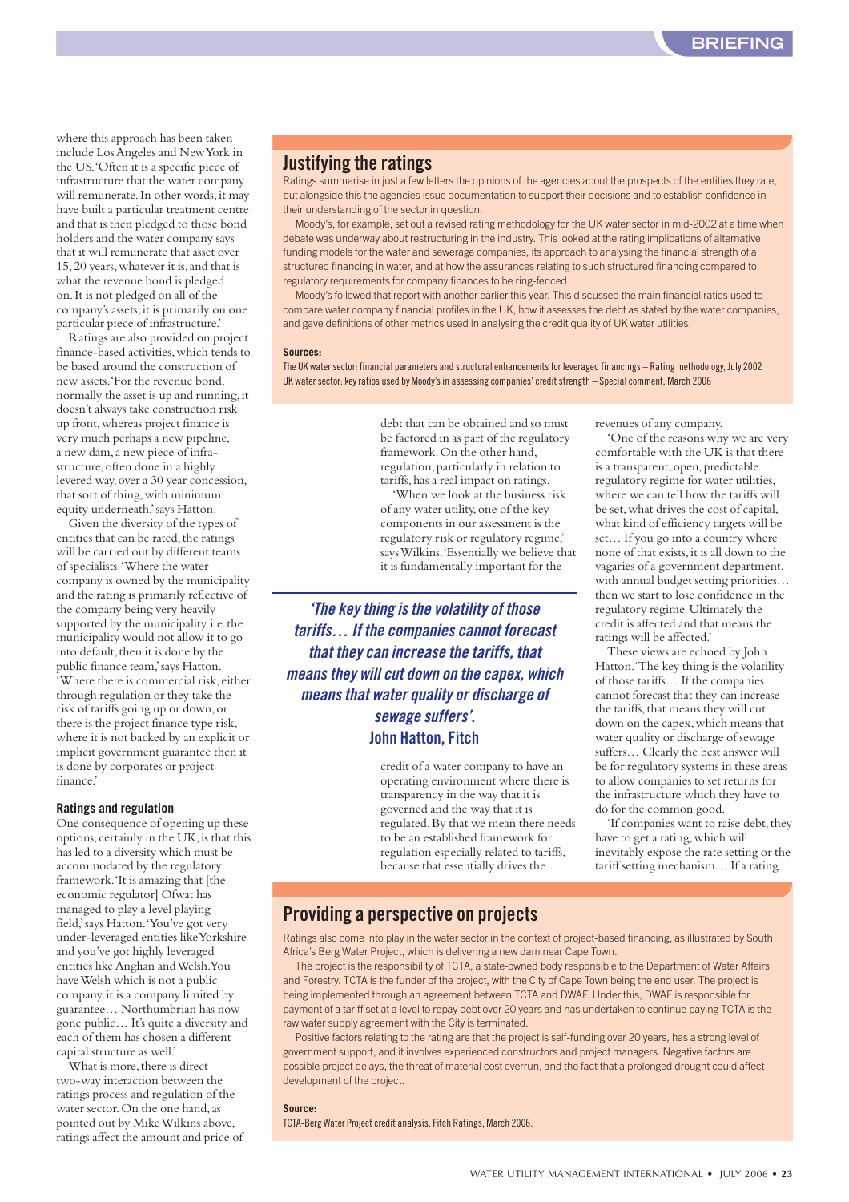where this approach has been taken include Los Angeles and New York in the US. 'Often it is a specific piece of infrastructure that the water company will remunerate. In other words, it may have built a particular treatment centre and that is then pledged to those bond holders and the water company says that it will remunerate that asset over 15, 20 years, whatever it is, and that is what the revenue bond is pledged on. It is not pledged on all of the company's assets; it is primarily on one particular piece of infrastructure.'

Ratings are also provided on project finance-based activities, which tends to be based around the construction of new assets. 'For the revenue bond, normally the asset is up and running, it doesn't always take construction risk up front, whereas project finance is very much perhaps a new pipeline, a new dam, a new piece of infrastructure, often done in a highly levered way, over a 30 year concession, that sort of thing, with minimum equity underneath,' says Hatton.

Given the diversity of the types of entities that can be rated, the ratings will be carried out by different teams of specialists. 'Where the water company is owned by the municipality and the rating is primarily reflective of the company being very heavily supported by the municipality, i.e. the municipality would not allow it to go into default, then it is done by the public finance team,' says Hatton. 'Where there is commercial risk, either through regulation or they take the risk of tariffs going up or down, or there is the project finance type risk, where it is not backed by an explicit or implicit government guarantee then it is done by corporates or project finance.'

### Ratings and regulation

One consequence of opening up these options, certainly in the UK, is that this has led to a diversity which must be accommodated by the regulatory framework. 'It is amazing that [the economic regulator] Ofwat has managed to play a level playing field,' says Hatton. 'You've got very under-leveraged entities like Yorkshire and you've got highly leveraged entities like Anglian and Welsh. You have Welsh which is not a public company, it is a company limited by guarantee… Northumbrian has now gone public… It's quite a diversity and each of them has chosen a different capital structure as well.'

What is more, there is direct two-way interaction between the ratings process and regulation of the water sector. On the one hand, as pointed out by Mike Wilkins above, ratings affect the amount and price of debt that can be obtained and so must be factored in as part of the regulatory framework. On the other hand, regulation, particularly in relation to tariffs, has a real impact on ratings.

'When we look at the business risk of any water utility, one of the key components in our assessment is the regulatory risk or regulatory regime,' says Wilkins. 'Essentially we believe that it is fundamentally important for the credit of a water company to have an operating environment where there is transparency in the way that it is governed and the way that it is regulated. By that we mean there needs to be an established framework for regulation especially related to tariffs, because that essentially drives the revenues of any company.

'One of the reasons why we are very comfortable with the UK is that there is a transparent, open, predictable regulatory regime for water utilities, where we can tell how the tariffs will be set, what drives the cost of capital, what kind of efficiency targets will be set… If you go into a country where none of that exists, it is all down to the vagaries of a government department, with annual budget setting priorities… then we start to lose confidence in the regulatory regime. Ultimately the credit is affected and that means the ratings will be affected.'

> ***'The key thing is the volatility of those tariffs… If the companies cannot forecast that they can increase the tariffs, that means they will cut down on the capex, which means that water quality or discharge of sewage suffers'.***
> **John Hatton, Fitch**

These views are echoed by John Hatton. 'The key thing is the volatility of those tariffs… If the companies cannot forecast that they can increase the tariffs, that means they will cut down on the capex, which means that water quality or discharge of sewage suffers… Clearly the best answer will be for regulatory systems in these areas to allow companies to set returns for the infrastructure which they have to do for the common good.

'If companies want to raise debt, they have to get a rating, which will inevitably expose the rate setting or the tariff setting mechanism… If a rating

## Justifying the ratings

Ratings summarise in just a few letters the opinions of the agencies about the prospects of the entities they rate, but alongside this the agencies issue documentation to support their decisions and to establish confidence in their understanding of the sector in question.

Moody's, for example, set out a revised rating methodology for the UK water sector in mid-2002 at a time when debate was underway about restructuring in the industry. This looked at the rating implications of alternative funding models for the water and sewerage companies, its approach to analysing the financial strength of a structured financing in water, and at how the assurances relating to such structured financing compared to regulatory requirements for company finances to be ring-fenced.

Moody's followed that report with another earlier this year. This discussed the main financial ratios used to compare water company financial profiles in the UK, how it assesses the debt as stated by the water companies, and gave definitions of other metrics used in analysing the credit quality of UK water utilities.

**Sources:**

The UK water sector: financial parameters and structural enhancements for leveraged financings – Rating methodology, July 2002

UK water sector: key ratios used by Moody's in assessing companies' credit strength – Special comment, March 2006

## Providing a perspective on projects

Ratings also come into play in the water sector in the context of project-based financing, as illustrated by South Africa's Berg Water Project, which is delivering a new dam near Cape Town.

The project is the responsibility of TCTA, a state-owned body responsible to the Department of Water Affairs and Forestry. TCTA is the funder of the project, with the City of Cape Town being the end user. The project is being implemented through an agreement between TCTA and DWAF. Under this, DWAF is responsible for payment of a tariff set at a level to repay debt over 20 years and has undertaken to continue paying TCTA is the raw water supply agreement with the City is terminated.

Positive factors relating to the rating are that the project is self-funding over 20 years, has a strong level of government support, and it involves experienced constructors and project managers. Negative factors are possible project delays, the threat of material cost overrun, and the fact that a prolonged drought could affect development of the project.

**Source:**

TCTA-Berg Water Project credit analysis. Fitch Ratings, March 2006.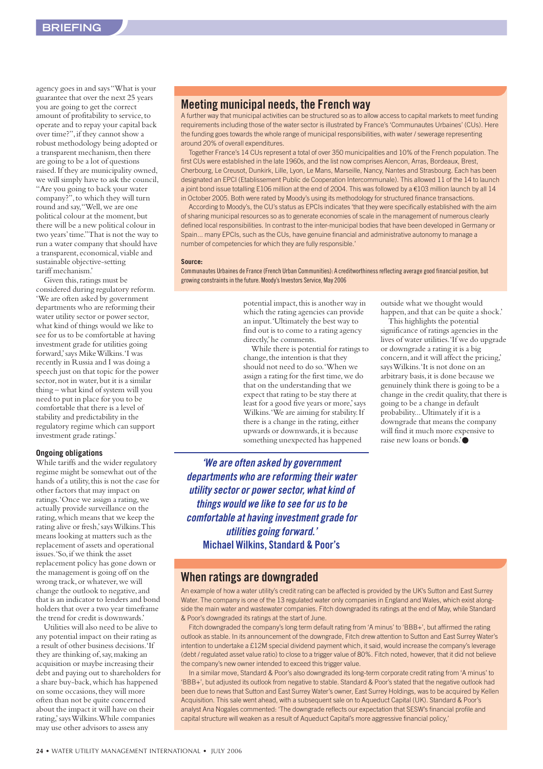agency goes in and says "What is your guarantee that over the next 25 years you are going to get the correct amount of profitability to service, to operate and to repay your capital back over time?", if they cannot show a robust methodology being adopted or a transparent mechanism, then there are going to be a lot of questions raised. If they are municipality owned, we will simply have to ask the council, "Are you going to back your water company?", to which they will turn round and say, "Well, we are one political colour at the moment, but there will be a new political colour in two years' time." That is not the way to run a water company that should have a transparent, economical, viable and sustainable objective-setting tariff mechanism.'

Given this, ratings must be considered during regulatory reform. 'We are often asked by government departments who are reforming their water utility sector or power sector, what kind of things would we like to see for us to be comfortable at having investment grade for utilities going forward,' says Mike Wilkins. 'I was recently in Russia and I was doing a speech just on that topic for the power sector, not in water, but it is a similar thing – what kind of system will you need to put in place for you to be comfortable that there is a level of stability and predictability in the regulatory regime which can support investment grade ratings.'

### Ongoing obligations

While tariffs and the wider regulatory regime might be somewhat out of the hands of a utility, this is not the case for other factors that may impact on ratings. 'Once we assign a rating, we actually provide surveillance on the rating, which means that we keep the rating alive or fresh,' says Wilkins. This means looking at matters such as the replacement of assets and operational issues. 'So, if we think the asset replacement policy has gone down or the management is going off on the wrong track, or whatever, we will change the outlook to negative, and that is an indicator to lenders and bond holders that over a two year timeframe the trend for credit is downwards.'

Utilities will also need to be alive to any potential impact on their rating as a result of other business decisions. 'If they are thinking of, say, making an acquisition or maybe increasing their debt and paying out to shareholders for a share buy-back, which has happened on some occasions, they will more often than not be quite concerned about the impact it will have on their rating,' says Wilkins. While companies may use other advisors to assess any potential impact, this is another way in which the rating agencies can provide an input. 'Ultimately the best way to find out is to come to a rating agency directly,' he comments.

While there is potential for ratings to change, the intention is that they should not need to do so. 'When we assign a rating for the first time, we do that on the understanding that we expect that rating to be stay there at least for a good five years or more,' says Wilkins. 'We are aiming for stability. If there is a change in the rating, either upwards or downwards, it is because something unexpected has happened outside what we thought would happen, and that can be quite a shock.'

This highlights the potential significance of ratings agencies in the lives of water utilities. 'If we do upgrade or downgrade a rating it is a big concern, and it will affect the pricing,' says Wilkins. 'It is not done on an arbitrary basis, it is done because we genuinely think there is going to be a change in the credit quality, that there is going to be a change in default probability... Ultimately if it is a downgrade that means the company will find it much more expensive to raise new loans or bonds.' ●

***'We are often asked by government departments who are reforming their water utility sector or power sector, what kind of things would we like to see for us to be comfortable at having investment grade for utilities going forward.'***
**Michael Wilkins, Standard & Poor's**

## Meeting municipal needs, the French way

A further way that municipal activities can be structured so as to allow access to capital markets to meet funding requirements including those of the water sector is illustrated by France's 'Communautes Urbaines' (CUs). Here the funding goes towards the whole range of municipal responsibilities, with water / sewerage representing around 20% of overall expenditures.

Together France's 14 CUs represent a total of over 350 municipalities and 10% of the French population. The first CUs were established in the late 1960s, and the list now comprises Alencon, Arras, Bordeaux, Brest, Cherbourg, Le Creusot, Dunkirk, Lille, Lyon, Le Mans, Marseille, Nancy, Nantes and Strasbourg. Each has been designated an EPCI (Etablissement Public de Cooperation Intercommunale). This allowed 11 of the 14 to launch a joint bond issue totalling £106 million at the end of 2004. This was followed by a €103 million launch by all 14 in October 2005. Both were rated by Moody's using its methodology for structured finance transactions.

According to Moody's, the CU's status as EPCIs indicates 'that they were specifically established with the aim of sharing municipal resources so as to generate economies of scale in the management of numerous clearly defined local responsibilities. In contrast to the inter-municipal bodies that have been developed in Germany or Spain... many EPCIs, such as the CUs, have genuine financial and administrative autonomy to manage a number of competencies for which they are fully responsible.'

**Source:**
Communautes Urbaines de France (French Urban Communities): A creditworthiness reflecting average good financial position, but growing constraints in the future. Moody's Investors Service, May 2006

## When ratings are downgraded

An example of how a water utility's credit rating can be affected is provided by the UK's Sutton and East Surrey Water. The company is one of the 13 regulated water only companies in England and Wales, which exist alongside the main water and wastewater companies. Fitch downgraded its ratings at the end of May, while Standard & Poor's downgraded its ratings at the start of June.

Fitch downgraded the company's long term default rating from 'A minus' to 'BBB+', but affirmed the rating outlook as stable. In its announcement of the downgrade, Fitch drew attention to Sutton and East Surrey Water's intention to undertake a £12M special dividend payment which, it said, would increase the company's leverage (debt / regulated asset value ratio) to close to a trigger value of 80%. Fitch noted, however, that it did not believe the company's new owner intended to exceed this trigger value.

In a similar move, Standard & Poor's also downgraded its long-term corporate credit rating from 'A minus' to 'BBB+', but adjusted its outlook from negative to stable. Standard & Poor's stated that the negative outlook had been due to news that Sutton and East Surrey Water's owner, East Surrey Holdings, was to be acquired by Kellen Acquisition. This sale went ahead, with a subsequent sale on to Aqueduct Capital (UK). Standard & Poor's analyst Ana Nogales commented: 'The downgrade reflects our expectation that SESW's financial profile and capital structure will weaken as a result of Aqueduct Capital's more aggressive financial policy,'